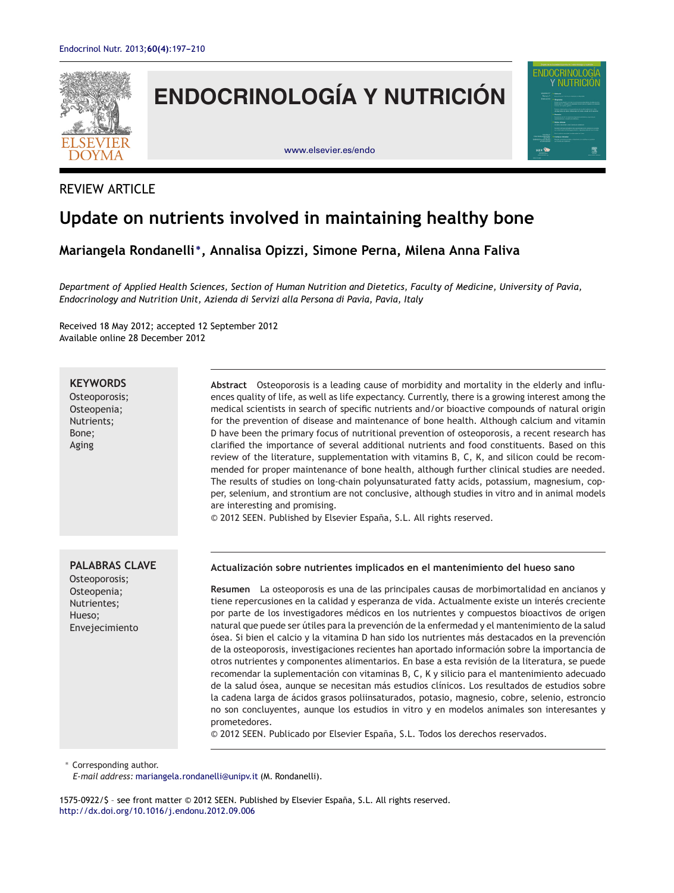REVIEW ARTICLE

# Update on nutrients involved in maintaining healthy bone

**Mariangela Rondanelli*, Annalisa Opizzi, Simone Perna, Milena Anna Faliva**

*Department of Applied Health Sciences, Section of Human Nutrition and Dietetics, Faculty of Medicine, University of Pavia, Endocrinology and Nutrition Unit, Azienda di Servizi alla Persona di Pavia, Pavia, Italy*

Received 18 May 2012; accepted 12 September 2012
Available online 28 December 2012

**KEYWORDS**
Osteoporosis;
Osteopenia;
Nutrients;
Bone;
Aging

**Abstract** Osteoporosis is a leading cause of morbidity and mortality in the elderly and influences quality of life, as well as life expectancy. Currently, there is a growing interest among the medical scientists in search of specific nutrients and/or bioactive compounds of natural origin for the prevention of disease and maintenance of bone health. Although calcium and vitamin D have been the primary focus of nutritional prevention of osteoporosis, a recent research has clarified the importance of several additional nutrients and food constituents. Based on this review of the literature, supplementation with vitamins B, C, K, and silicon could be recommended for proper maintenance of bone health, although further clinical studies are needed. The results of studies on long-chain polyunsaturated fatty acids, potassium, magnesium, copper, selenium, and strontium are not conclusive, although studies in vitro and in animal models are interesting and promising.
© 2012 SEEN. Published by Elsevier España, S.L. All rights reserved.

**PALABRAS CLAVE**
Osteoporosis;
Osteopenia;
Nutrientes;
Hueso;
Envejecimiento

**Actualización sobre nutrientes implicados en el mantenimiento del hueso sano**

**Resumen** La osteoporosis es una de las principales causas de morbimortalidad en ancianos y tiene repercusiones en la calidad y esperanza de vida. Actualmente existe un interés creciente por parte de los investigadores médicos en los nutrientes y compuestos bioactivos de origen natural que puede ser útiles para la prevención de la enfermedad y el mantenimiento de la salud ósea. Si bien el calcio y la vitamina D han sido los nutrientes más destacados en la prevención de la osteoporosis, investigaciones recientes han aportado información sobre la importancia de otros nutrientes y componentes alimentarios. En base a esta revisión de la literatura, se puede recomendar la suplementación con vitaminas B, C, K y silicio para el mantenimiento adecuado de la salud ósea, aunque se necesitan más estudios clínicos. Los resultados de estudios sobre la cadena larga de ácidos grasos poliinsaturados, potasio, magnesio, cobre, selenio, estroncio no son concluyentes, aunque los estudios in vitro y en modelos animales son interesantes y prometedores.
© 2012 SEEN. Publicado por Elsevier España, S.L. Todos los derechos reservados.

* Corresponding author.
*E-mail address:* mariangela.rondanelli@unipv.it (M. Rondanelli).

1575-0922/$ – see front matter © 2012 SEEN. Published by Elsevier España, S.L. All rights reserved.
http://dx.doi.org/10.1016/j.endonu.2012.09.006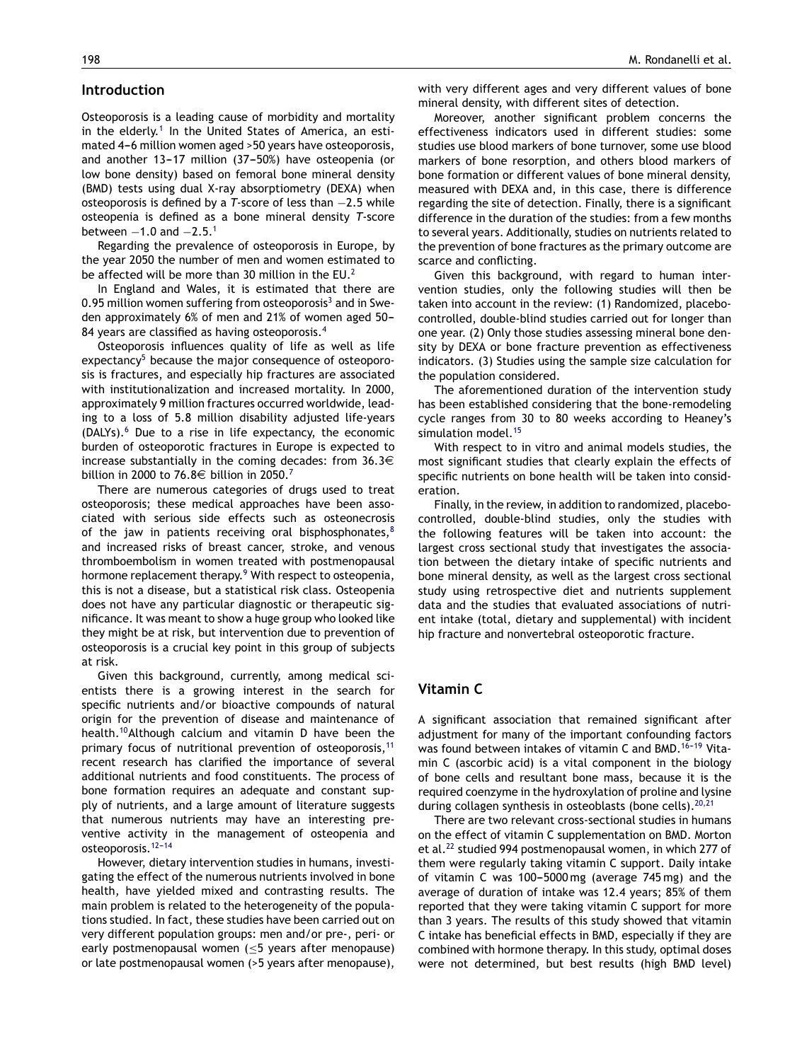## Introduction

Osteoporosis is a leading cause of morbidity and mortality in the elderly.[1] In the United States of America, an estimated 4–6 million women aged >50 years have osteoporosis, and another 13–17 million (37–50%) have osteopenia (or low bone density) based on femoral bone mineral density (BMD) tests using dual X-ray absorptiometry (DEXA) when osteoporosis is defined by a *T*-score of less than −2.5 while osteopenia is defined as a bone mineral density *T*-score between −1.0 and −2.5.[1]

Regarding the prevalence of osteoporosis in Europe, by the year 2050 the number of men and women estimated to be affected will be more than 30 million in the EU.[2]

In England and Wales, it is estimated that there are 0.95 million women suffering from osteoporosis[3] and in Sweden approximately 6% of men and 21% of women aged 50–84 years are classified as having osteoporosis.[4]

Osteoporosis influences quality of life as well as life expectancy[5] because the major consequence of osteoporosis is fractures, and especially hip fractures are associated with institutionalization and increased mortality. In 2000, approximately 9 million fractures occurred worldwide, leading to a loss of 5.8 million disability adjusted life-years (DALYs).[6] Due to a rise in life expectancy, the economic burden of osteoporotic fractures in Europe is expected to increase substantially in the coming decades: from 36.3€ billion in 2000 to 76.8€ billion in 2050.[7]

There are numerous categories of drugs used to treat osteoporosis; these medical approaches have been associated with serious side effects such as osteonecrosis of the jaw in patients receiving oral bisphosphonates,[8] and increased risks of breast cancer, stroke, and venous thromboembolism in women treated with postmenopausal hormone replacement therapy.[9] With respect to osteopenia, this is not a disease, but a statistical risk class. Osteopenia does not have any particular diagnostic or therapeutic significance. It was meant to show a huge group who looked like they might be at risk, but intervention due to prevention of osteoporosis is a crucial key point in this group of subjects at risk.

Given this background, currently, among medical scientists there is a growing interest in the search for specific nutrients and/or bioactive compounds of natural origin for the prevention of disease and maintenance of health.[10] Although calcium and vitamin D have been the primary focus of nutritional prevention of osteoporosis,[11] recent research has clarified the importance of several additional nutrients and food constituents. The process of bone formation requires an adequate and constant supply of nutrients, and a large amount of literature suggests that numerous nutrients may have an interesting preventive activity in the management of osteopenia and osteoporosis.[12–14]

However, dietary intervention studies in humans, investigating the effect of the numerous nutrients involved in bone health, have yielded mixed and contrasting results. The main problem is related to the heterogeneity of the populations studied. In fact, these studies have been carried out on very different population groups: men and/or pre-, peri- or early postmenopausal women (≤5 years after menopause) or late postmenopausal women (>5 years after menopause), with very different ages and very different values of bone mineral density, with different sites of detection.

Moreover, another significant problem concerns the effectiveness indicators used in different studies: some studies use blood markers of bone turnover, some use blood markers of bone resorption, and others blood markers of bone formation or different values of bone mineral density, measured with DEXA and, in this case, there is difference regarding the site of detection. Finally, there is a significant difference in the duration of the studies: from a few months to several years. Additionally, studies on nutrients related to the prevention of bone fractures as the primary outcome are scarce and conflicting.

Given this background, with regard to human intervention studies, only the following studies will then be taken into account in the review: (1) Randomized, placebo-controlled, double-blind studies carried out for longer than one year. (2) Only those studies assessing mineral bone density by DEXA or bone fracture prevention as effectiveness indicators. (3) Studies using the sample size calculation for the population considered.

The aforementioned duration of the intervention study has been established considering that the bone-remodeling cycle ranges from 30 to 80 weeks according to Heaney's simulation model.[15]

With respect to in vitro and animal models studies, the most significant studies that clearly explain the effects of specific nutrients on bone health will be taken into consideration.

Finally, in the review, in addition to randomized, placebo-controlled, double-blind studies, only the studies with the following features will be taken into account: the largest cross sectional study that investigates the association between the dietary intake of specific nutrients and bone mineral density, as well as the largest cross sectional study using retrospective diet and nutrients supplement data and the studies that evaluated associations of nutrient intake (total, dietary and supplemental) with incident hip fracture and nonvertebral osteoporotic fracture.

## Vitamin C

A significant association that remained significant after adjustment for many of the important confounding factors was found between intakes of vitamin C and BMD.[16–19] Vitamin C (ascorbic acid) is a vital component in the biology of bone cells and resultant bone mass, because it is the required coenzyme in the hydroxylation of proline and lysine during collagen synthesis in osteoblasts (bone cells).[20,21]

There are two relevant cross-sectional studies in humans on the effect of vitamin C supplementation on BMD. Morton et al.[22] studied 994 postmenopausal women, in which 277 of them were regularly taking vitamin C support. Daily intake of vitamin C was 100–5000 mg (average 745 mg) and the average of duration of intake was 12.4 years; 85% of them reported that they were taking vitamin C support for more than 3 years. The results of this study showed that vitamin C intake has beneficial effects in BMD, especially if they are combined with hormone therapy. In this study, optimal doses were not determined, but best results (high BMD level)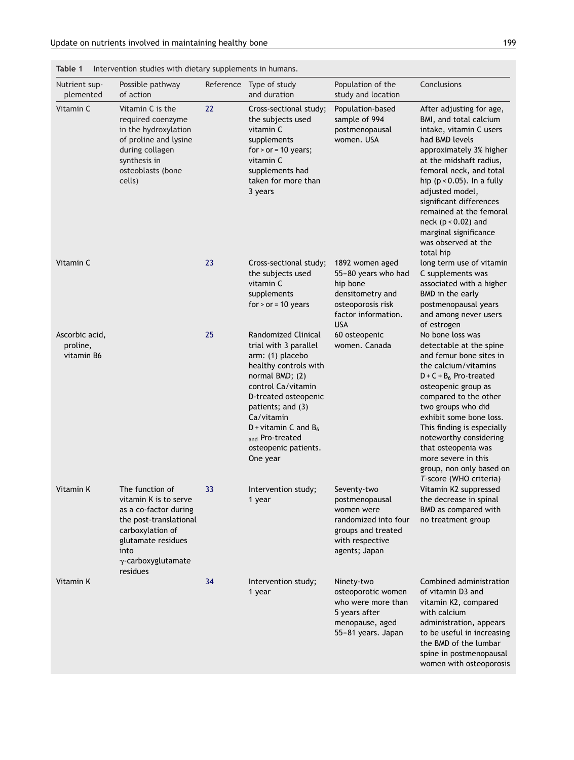**Table 1** Intervention studies with dietary supplements in humans.

| Nutrient supplemented | Possible pathway of action | Reference | Type of study and duration | Population of the study and location | Conclusions |
|---|---|---|---|---|---|
| Vitamin C | Vitamin C is the required coenzyme in the hydroxylation of proline and lysine during collagen synthesis in osteoblasts (bone cells) | 22 | Cross-sectional study; the subjects used vitamin C supplements for > or = 10 years; vitamin C supplements had taken for more than 3 years | Population-based sample of 994 postmenopausal women. USA | After adjusting for age, BMI, and total calcium intake, vitamin C users had BMD levels approximately 3% higher at the midshaft radius, femoral neck, and total hip ($p < 0.05$). In a fully adjusted model, significant differences remained at the femoral neck ($p < 0.02$) and marginal significance was observed at the total hip |
| Vitamin C | | 23 | Cross-sectional study; the subjects used vitamin C supplements for > or = 10 years | 1892 women aged 55–80 years who had hip bone densitometry and osteoporosis risk factor information. USA | long term use of vitamin C supplements was associated with a higher BMD in the early postmenopausal years and among never users of estrogen |
| Ascorbic acid, proline, vitamin B6 | | 25 | Randomized Clinical trial with 3 parallel arm: (1) placebo healthy controls with normal BMD; (2) control Ca/vitamin D-treated osteopenic patients; and (3) Ca/vitamin D + vitamin C and $B_6$ and Pro-treated osteopenic patients. One year | 60 osteopenic women. Canada | No bone loss was detectable at the spine and femur bone sites in the calcium/vitamins D + C + $B_6$ Pro-treated osteopenic group as compared to the other two groups who did exhibit some bone loss. This finding is especially noteworthy considering that osteopenia was more severe in this group, non only based on *T*-score (WHO criteria) |
| Vitamin K | The function of vitamin K is to serve as a co-factor during the post-translational carboxylation of glutamate residues into γ-carboxyglutamate residues | 33 | Intervention study; 1 year | Seventy-two postmenopausal women were randomized into four groups and treated with respective agents; Japan | Vitamin K2 suppressed the decrease in spinal BMD as compared with no treatment group |
| Vitamin K | | 34 | Intervention study; 1 year | Ninety-two osteoporotic women who were more than 5 years after menopause, aged 55–81 years. Japan | Combined administration of vitamin D3 and vitamin K2, compared with calcium administration, appears to be useful in increasing the BMD of the lumbar spine in postmenopausal women with osteoporosis |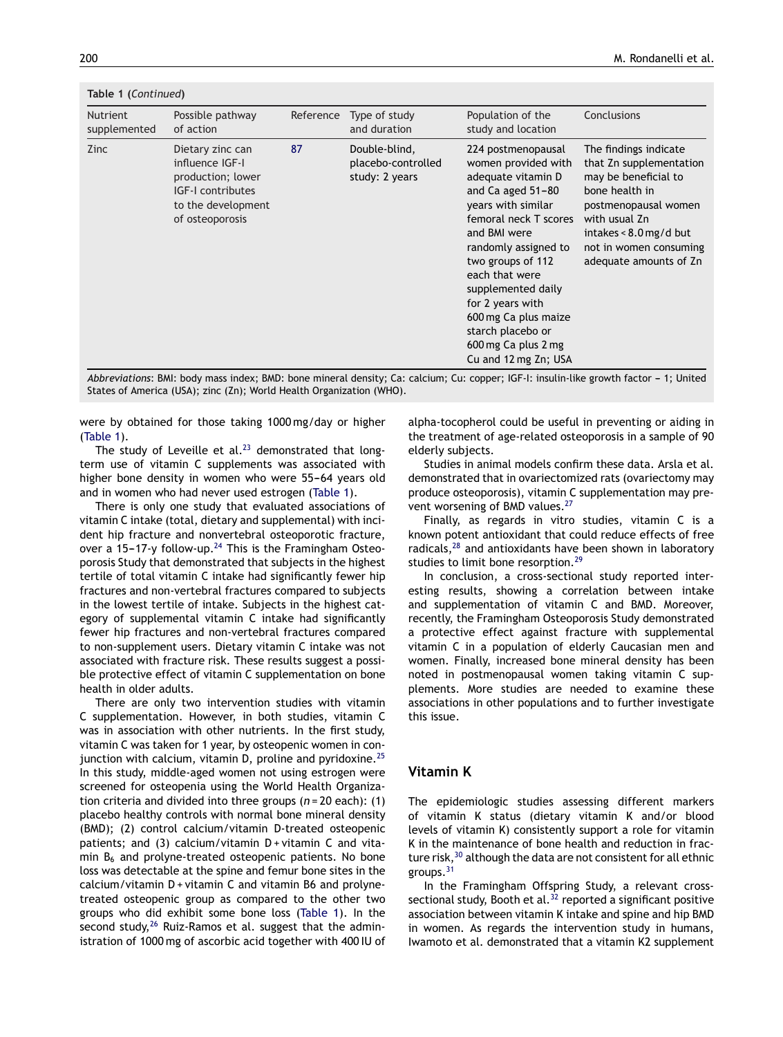**Table 1** (*Continued*)

| Nutrient supplemented | Possible pathway of action | Reference | Type of study and duration | Population of the study and location | Conclusions |
|---|---|---|---|---|---|
| Zinc | Dietary zinc can influence IGF-I production; lower IGF-I contributes to the development of osteoporosis | 87 | Double-blind, placebo-controlled study: 2 years | 224 postmenopausal women provided with adequate vitamin D and Ca aged 51–80 years with similar femoral neck T scores and BMI were randomly assigned to two groups of 112 each that were supplemented daily for 2 years with 600 mg Ca plus maize starch placebo or 600 mg Ca plus 2 mg Cu and 12 mg Zn; USA | The findings indicate that Zn supplementation may be beneficial to bone health in postmenopausal women with usual Zn intakes < 8.0 mg/d but not in women consuming adequate amounts of Zn |

*Abbreviations*: BMI: body mass index; BMD: bone mineral density; Ca: calcium; Cu: copper; IGF-I: insulin-like growth factor – 1; United States of America (USA); zinc (Zn); World Health Organization (WHO).

were by obtained for those taking 1000 mg/day or higher (Table 1).

The study of Leveille et al.[23] demonstrated that long-term use of vitamin C supplements was associated with higher bone density in women who were 55–64 years old and in women who had never used estrogen (Table 1).

There is only one study that evaluated associations of vitamin C intake (total, dietary and supplemental) with incident hip fracture and nonvertebral osteoporotic fracture, over a 15–17-y follow-up.[24] This is the Framingham Osteoporosis Study that demonstrated that subjects in the highest tertile of total vitamin C intake had significantly fewer hip fractures and non-vertebral fractures compared to subjects in the lowest tertile of intake. Subjects in the highest category of supplemental vitamin C intake had significantly fewer hip fractures and non-vertebral fractures compared to non-supplement users. Dietary vitamin C intake was not associated with fracture risk. These results suggest a possible protective effect of vitamin C supplementation on bone health in older adults.

There are only two intervention studies with vitamin C supplementation. However, in both studies, vitamin C was in association with other nutrients. In the first study, vitamin C was taken for 1 year, by osteopenic women in conjunction with calcium, vitamin D, proline and pyridoxine.[25] In this study, middle-aged women not using estrogen were screened for osteopenia using the World Health Organization criteria and divided into three groups ($n = 20$ each): (1) placebo healthy controls with normal bone mineral density (BMD); (2) control calcium/vitamin D-treated osteopenic patients; and (3) calcium/vitamin D + vitamin C and vitamin $B_6$ and prolyne-treated osteopenic patients. No bone loss was detectable at the spine and femur bone sites in the calcium/vitamin D + vitamin C and vitamin B6 and prolyne-treated osteopenic group as compared to the other two groups who did exhibit some bone loss (Table 1). In the second study,[26] Ruiz-Ramos et al. suggest that the administration of 1000 mg of ascorbic acid together with 400 IU of alpha-tocopherol could be useful in preventing or aiding in the treatment of age-related osteoporosis in a sample of 90 elderly subjects.

Studies in animal models confirm these data. Arsla et al. demonstrated that in ovariectomized rats (ovariectomy may produce osteoporosis), vitamin C supplementation may prevent worsening of BMD values.[27]

Finally, as regards in vitro studies, vitamin C is a known potent antioxidant that could reduce effects of free radicals,[28] and antioxidants have been shown in laboratory studies to limit bone resorption.[29]

In conclusion, a cross-sectional study reported interesting results, showing a correlation between intake and supplementation of vitamin C and BMD. Moreover, recently, the Framingham Osteoporosis Study demonstrated a protective effect against fracture with supplemental vitamin C in a population of elderly Caucasian men and women. Finally, increased bone mineral density has been noted in postmenopausal women taking vitamin C supplements. More studies are needed to examine these associations in other populations and to further investigate this issue.

## Vitamin K

The epidemiologic studies assessing different markers of vitamin K status (dietary vitamin K and/or blood levels of vitamin K) consistently support a role for vitamin K in the maintenance of bone health and reduction in fracture risk,[30] although the data are not consistent for all ethnic groups.[31]

In the Framingham Offspring Study, a relevant cross-sectional study, Booth et al.[32] reported a significant positive association between vitamin K intake and spine and hip BMD in women. As regards the intervention study in humans, Iwamoto et al. demonstrated that a vitamin K2 supplement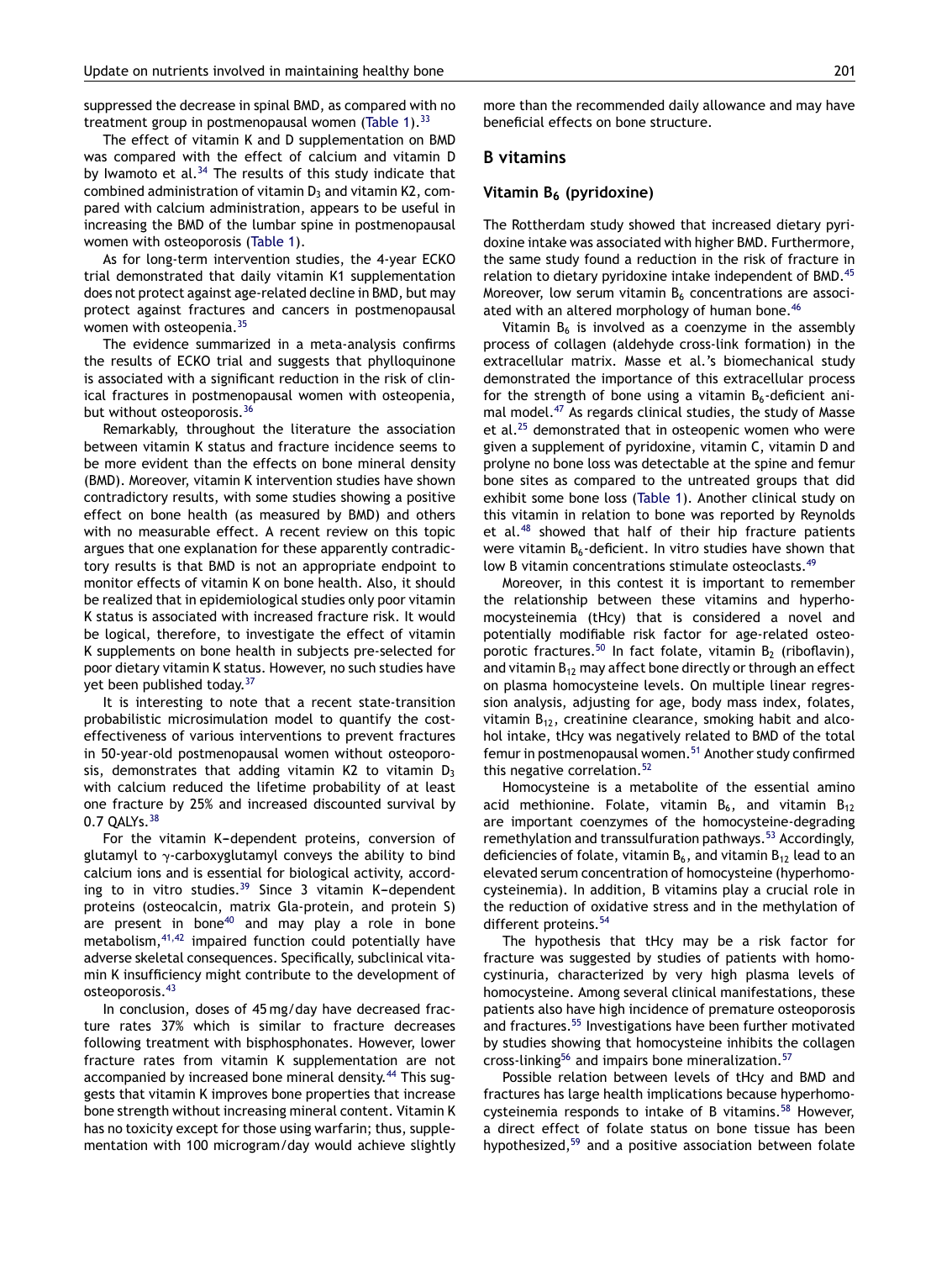suppressed the decrease in spinal BMD, as compared with no treatment group in postmenopausal women (Table 1).[33]

The effect of vitamin K and D supplementation on BMD was compared with the effect of calcium and vitamin D by Iwamoto et al.[34] The results of this study indicate that combined administration of vitamin $D_3$ and vitamin K2, compared with calcium administration, appears to be useful in increasing the BMD of the lumbar spine in postmenopausal women with osteoporosis (Table 1).

As for long-term intervention studies, the 4-year ECKO trial demonstrated that daily vitamin K1 supplementation does not protect against age-related decline in BMD, but may protect against fractures and cancers in postmenopausal women with osteopenia.[35]

The evidence summarized in a meta-analysis confirms the results of ECKO trial and suggests that phylloquinone is associated with a significant reduction in the risk of clinical fractures in postmenopausal women with osteopenia, but without osteoporosis.[36]

Remarkably, throughout the literature the association between vitamin K status and fracture incidence seems to be more evident than the effects on bone mineral density (BMD). Moreover, vitamin K intervention studies have shown contradictory results, with some studies showing a positive effect on bone health (as measured by BMD) and others with no measurable effect. A recent review on this topic argues that one explanation for these apparently contradictory results is that BMD is not an appropriate endpoint to monitor effects of vitamin K on bone health. Also, it should be realized that in epidemiological studies only poor vitamin K status is associated with increased fracture risk. It would be logical, therefore, to investigate the effect of vitamin K supplements on bone health in subjects pre-selected for poor dietary vitamin K status. However, no such studies have yet been published today.[37]

It is interesting to note that a recent state-transition probabilistic microsimulation model to quantify the cost-effectiveness of various interventions to prevent fractures in 50-year-old postmenopausal women without osteoporosis, demonstrates that adding vitamin K2 to vitamin $D_3$ with calcium reduced the lifetime probability of at least one fracture by 25% and increased discounted survival by 0.7 QALYs.[38]

For the vitamin K–dependent proteins, conversion of glutamyl to $\gamma$-carboxyglutamyl conveys the ability to bind calcium ions and is essential for biological activity, according to in vitro studies.[39] Since 3 vitamin K–dependent proteins (osteocalcin, matrix Gla-protein, and protein S) are present in bone[40] and may play a role in bone metabolism,[41,42] impaired function could potentially have adverse skeletal consequences. Specifically, subclinical vitamin K insufficiency might contribute to the development of osteoporosis.[43]

In conclusion, doses of 45 mg/day have decreased fracture rates 37% which is similar to fracture decreases following treatment with bisphosphonates. However, lower fracture rates from vitamin K supplementation are not accompanied by increased bone mineral density.[44] This suggests that vitamin K improves bone properties that increase bone strength without increasing mineral content. Vitamin K has no toxicity except for those using warfarin; thus, supplementation with 100 microgram/day would achieve slightly more than the recommended daily allowance and may have beneficial effects on bone structure.

## B vitamins

### Vitamin $B_6$ (pyridoxine)

The Rottherdam study showed that increased dietary pyridoxine intake was associated with higher BMD. Furthermore, the same study found a reduction in the risk of fracture in relation to dietary pyridoxine intake independent of BMD.[45] Moreover, low serum vitamin $B_6$ concentrations are associated with an altered morphology of human bone.[46]

Vitamin $B_6$ is involved as a coenzyme in the assembly process of collagen (aldehyde cross-link formation) in the extracellular matrix. Masse et al.'s biomechanical study demonstrated the importance of this extracellular process for the strength of bone using a vitamin $B_6$-deficient animal model.[47] As regards clinical studies, the study of Masse et al.[25] demonstrated that in osteopenic women who were given a supplement of pyridoxine, vitamin C, vitamin D and prolyne no bone loss was detectable at the spine and femur bone sites as compared to the untreated groups that did exhibit some bone loss (Table 1). Another clinical study on this vitamin in relation to bone was reported by Reynolds et al.[48] showed that half of their hip fracture patients were vitamin $B_6$-deficient. In vitro studies have shown that low B vitamin concentrations stimulate osteoclasts.[49]

Moreover, in this contest it is important to remember the relationship between these vitamins and hyperhomocysteinemia (tHcy) that is considered a novel and potentially modifiable risk factor for age-related osteoporotic fractures.[50] In fact folate, vitamin $B_2$ (riboflavin), and vitamin $B_{12}$ may affect bone directly or through an effect on plasma homocysteine levels. On multiple linear regression analysis, adjusting for age, body mass index, folates, vitamin $B_{12}$, creatinine clearance, smoking habit and alcohol intake, tHcy was negatively related to BMD of the total femur in postmenopausal women.[51] Another study confirmed this negative correlation.[52]

Homocysteine is a metabolite of the essential amino acid methionine. Folate, vitamin $B_6$, and vitamin $B_{12}$ are important coenzymes of the homocysteine-degrading remethylation and transsulfuration pathways.[53] Accordingly, deficiencies of folate, vitamin $B_6$, and vitamin $B_{12}$ lead to an elevated serum concentration of homocysteine (hyperhomocysteinemia). In addition, B vitamins play a crucial role in the reduction of oxidative stress and in the methylation of different proteins.[54]

The hypothesis that tHcy may be a risk factor for fracture was suggested by studies of patients with homocystinuria, characterized by very high plasma levels of homocysteine. Among several clinical manifestations, these patients also have high incidence of premature osteoporosis and fractures.[55] Investigations have been further motivated by studies showing that homocysteine inhibits the collagen cross-linking[56] and impairs bone mineralization.[57]

Possible relation between levels of tHcy and BMD and fractures has large health implications because hyperhomocysteinemia responds to intake of B vitamins.[58] However, a direct effect of folate status on bone tissue has been hypothesized,[59] and a positive association between folate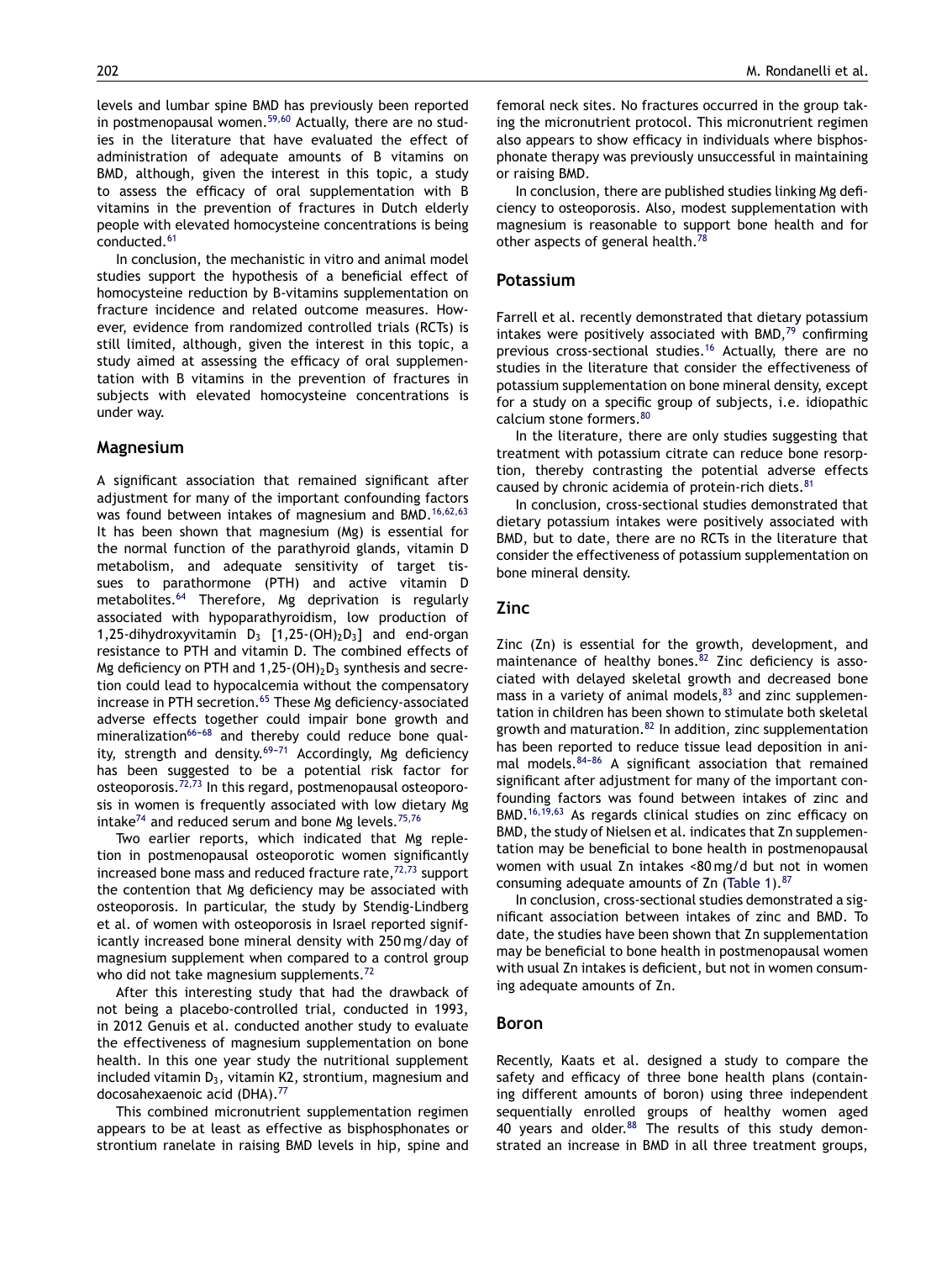levels and lumbar spine BMD has previously been reported in postmenopausal women.[59,60] Actually, there are no studies in the literature that have evaluated the effect of administration of adequate amounts of B vitamins on BMD, although, given the interest in this topic, a study to assess the efficacy of oral supplementation with B vitamins in the prevention of fractures in Dutch elderly people with elevated homocysteine concentrations is being conducted.[61]

In conclusion, the mechanistic in vitro and animal model studies support the hypothesis of a beneficial effect of homocysteine reduction by B-vitamins supplementation on fracture incidence and related outcome measures. However, evidence from randomized controlled trials (RCTs) is still limited, although, given the interest in this topic, a study aimed at assessing the efficacy of oral supplementation with B vitamins in the prevention of fractures in subjects with elevated homocysteine concentrations is under way.

## Magnesium

A significant association that remained significant after adjustment for many of the important confounding factors was found between intakes of magnesium and BMD.[16,62,63] It has been shown that magnesium (Mg) is essential for the normal function of the parathyroid glands, vitamin D metabolism, and adequate sensitivity of target tissues to parathormone (PTH) and active vitamin D metabolites.[64] Therefore, Mg deprivation is regularly associated with hypoparathyroidism, low production of 1,25-dihydroxyvitamin $D_3$ [1,25-$(OH)_2D_3$] and end-organ resistance to PTH and vitamin D. The combined effects of Mg deficiency on PTH and 1,25-$(OH)_2D_3$ synthesis and secretion could lead to hypocalcemia without the compensatory increase in PTH secretion.[65] These Mg deficiency-associated adverse effects together could impair bone growth and mineralization[66–68] and thereby could reduce bone quality, strength and density.[69–71] Accordingly, Mg deficiency has been suggested to be a potential risk factor for osteoporosis.[72,73] In this regard, postmenopausal osteoporosis in women is frequently associated with low dietary Mg intake[74] and reduced serum and bone Mg levels.[75,76]

Two earlier reports, which indicated that Mg repletion in postmenopausal osteoporotic women significantly increased bone mass and reduced fracture rate,[72,73] support the contention that Mg deficiency may be associated with osteoporosis. In particular, the study by Stendig-Lindberg et al. of women with osteoporosis in Israel reported significantly increased bone mineral density with 250 mg/day of magnesium supplement when compared to a control group who did not take magnesium supplements.[72]

After this interesting study that had the drawback of not being a placebo-controlled trial, conducted in 1993, in 2012 Genuis et al. conducted another study to evaluate the effectiveness of magnesium supplementation on bone health. In this one year study the nutritional supplement included vitamin $D_3$, vitamin K2, strontium, magnesium and docosahexaenoic acid (DHA).[77]

This combined micronutrient supplementation regimen appears to be at least as effective as bisphosphonates or strontium ranelate in raising BMD levels in hip, spine and femoral neck sites. No fractures occurred in the group taking the micronutrient protocol. This micronutrient regimen also appears to show efficacy in individuals where bisphosphonate therapy was previously unsuccessful in maintaining or raising BMD.

In conclusion, there are published studies linking Mg deficiency to osteoporosis. Also, modest supplementation with magnesium is reasonable to support bone health and for other aspects of general health.[78]

## Potassium

Farrell et al. recently demonstrated that dietary potassium intakes were positively associated with BMD,[79] confirming previous cross-sectional studies.[16] Actually, there are no studies in the literature that consider the effectiveness of potassium supplementation on bone mineral density, except for a study on a specific group of subjects, i.e. idiopathic calcium stone formers.[80]

In the literature, there are only studies suggesting that treatment with potassium citrate can reduce bone resorption, thereby contrasting the potential adverse effects caused by chronic acidemia of protein-rich diets.[81]

In conclusion, cross-sectional studies demonstrated that dietary potassium intakes were positively associated with BMD, but to date, there are no RCTs in the literature that consider the effectiveness of potassium supplementation on bone mineral density.

## Zinc

Zinc (Zn) is essential for the growth, development, and maintenance of healthy bones.[82] Zinc deficiency is associated with delayed skeletal growth and decreased bone mass in a variety of animal models,[83] and zinc supplementation in children has been shown to stimulate both skeletal growth and maturation.[82] In addition, zinc supplementation has been reported to reduce tissue lead deposition in animal models.[84–86] A significant association that remained significant after adjustment for many of the important confounding factors was found between intakes of zinc and BMD.[16,19,63] As regards clinical studies on zinc efficacy on BMD, the study of Nielsen et al. indicates that Zn supplementation may be beneficial to bone health in postmenopausal women with usual Zn intakes <80 mg/d but not in women consuming adequate amounts of Zn (Table 1).[87]

In conclusion, cross-sectional studies demonstrated a significant association between intakes of zinc and BMD. To date, the studies have been shown that Zn supplementation may be beneficial to bone health in postmenopausal women with usual Zn intakes is deficient, but not in women consuming adequate amounts of Zn.

## Boron

Recently, Kaats et al. designed a study to compare the safety and efficacy of three bone health plans (containing different amounts of boron) using three independent sequentially enrolled groups of healthy women aged 40 years and older.[88] The results of this study demonstrated an increase in BMD in all three treatment groups,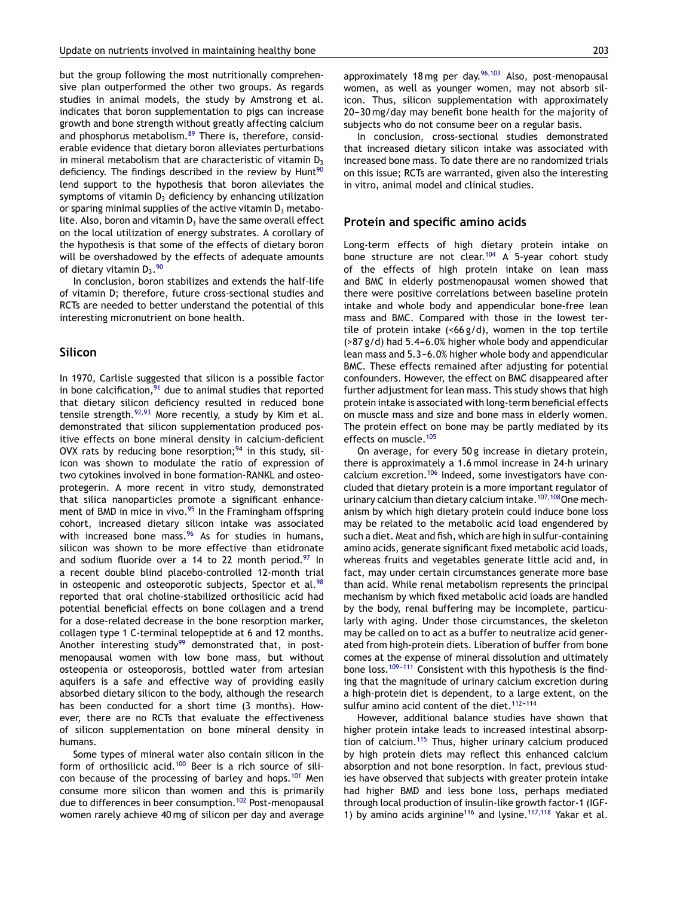but the group following the most nutritionally comprehensive plan outperformed the other two groups. As regards studies in animal models, the study by Amstrong et al. indicates that boron supplementation to pigs can increase growth and bone strength without greatly affecting calcium and phosphorus metabolism.[89] There is, therefore, considerable evidence that dietary boron alleviates perturbations in mineral metabolism that are characteristic of vitamin $D_3$ deficiency. The findings described in the review by Hunt[90] lend support to the hypothesis that boron alleviates the symptoms of vitamin $D_3$ deficiency by enhancing utilization or sparing minimal supplies of the active vitamin $D_3$ metabolite. Also, boron and vitamin $D_3$ have the same overall effect on the local utilization of energy substrates. A corollary of the hypothesis is that some of the effects of dietary boron will be overshadowed by the effects of adequate amounts of dietary vitamin $D_3$.[90]

In conclusion, boron stabilizes and extends the half-life of vitamin D; therefore, future cross-sectional studies and RCTs are needed to better understand the potential of this interesting micronutrient on bone health.

## Silicon

In 1970, Carlisle suggested that silicon is a possible factor in bone calcification,[91] due to animal studies that reported that dietary silicon deficiency resulted in reduced bone tensile strength.[92,93] More recently, a study by Kim et al. demonstrated that silicon supplementation produced positive effects on bone mineral density in calcium-deficient OVX rats by reducing bone resorption;[94] in this study, silicon was shown to modulate the ratio of expression of two cytokines involved in bone formation-RANKL and osteoprotegerin. A more recent in vitro study, demonstrated that silica nanoparticles promote a significant enhancement of BMD in mice in vivo.[95] In the Framingham offspring cohort, increased dietary silicon intake was associated with increased bone mass.[96] As for studies in humans, silicon was shown to be more effective than etidronate and sodium fluoride over a 14 to 22 month period.[97] In a recent double blind placebo-controlled 12-month trial in osteopenic and osteoporotic subjects, Spector et al.[98] reported that oral choline-stabilized orthosilicic acid had potential beneficial effects on bone collagen and a trend for a dose-related decrease in the bone resorption marker, collagen type 1 C-terminal telopeptide at 6 and 12 months. Another interesting study[99] demonstrated that, in postmenopausal women with low bone mass, but without osteopenia or osteoporosis, bottled water from artesian aquifers is a safe and effective way of providing easily absorbed dietary silicon to the body, although the research has been conducted for a short time (3 months). However, there are no RCTs that evaluate the effectiveness of silicon supplementation on bone mineral density in humans.

Some types of mineral water also contain silicon in the form of orthosilicic acid.[100] Beer is a rich source of silicon because of the processing of barley and hops.[101] Men consume more silicon than women and this is primarily due to differences in beer consumption.[102] Post-menopausal women rarely achieve 40 mg of silicon per day and average approximately 18 mg per day.[96,103] Also, post-menopausal women, as well as younger women, may not absorb silicon. Thus, silicon supplementation with approximately 20–30 mg/day may benefit bone health for the majority of subjects who do not consume beer on a regular basis.

In conclusion, cross-sectional studies demonstrated that increased dietary silicon intake was associated with increased bone mass. To date there are no randomized trials on this issue; RCTs are warranted, given also the interesting in vitro, animal model and clinical studies.

## Protein and specific amino acids

Long-term effects of high dietary protein intake on bone structure are not clear.[104] A 5-year cohort study of the effects of high protein intake on lean mass and BMC in elderly postmenopausal women showed that there were positive correlations between baseline protein intake and whole body and appendicular bone-free lean mass and BMC. Compared with those in the lowest tertile of protein intake (<66 g/d), women in the top tertile (>87 g/d) had 5.4–6.0% higher whole body and appendicular lean mass and 5.3–6.0% higher whole body and appendicular BMC. These effects remained after adjusting for potential confounders. However, the effect on BMC disappeared after further adjustment for lean mass. This study shows that high protein intake is associated with long-term beneficial effects on muscle mass and size and bone mass in elderly women. The protein effect on bone may be partly mediated by its effects on muscle.[105]

On average, for every 50 g increase in dietary protein, there is approximately a 1.6 mmol increase in 24-h urinary calcium excretion.[106] Indeed, some investigators have concluded that dietary protein is a more important regulator of urinary calcium than dietary calcium intake.[107,108] One mechanism by which high dietary protein could induce bone loss may be related to the metabolic acid load engendered by such a diet. Meat and fish, which are high in sulfur-containing amino acids, generate significant fixed metabolic acid loads, whereas fruits and vegetables generate little acid and, in fact, may under certain circumstances generate more base than acid. While renal metabolism represents the principal mechanism by which fixed metabolic acid loads are handled by the body, renal buffering may be incomplete, particularly with aging. Under those circumstances, the skeleton may be called on to act as a buffer to neutralize acid generated from high-protein diets. Liberation of buffer from bone comes at the expense of mineral dissolution and ultimately bone loss.[109–111] Consistent with this hypothesis is the finding that the magnitude of urinary calcium excretion during a high-protein diet is dependent, to a large extent, on the sulfur amino acid content of the diet.[112–114]

However, additional balance studies have shown that higher protein intake leads to increased intestinal absorption of calcium.[115] Thus, higher urinary calcium produced by high protein diets may reflect this enhanced calcium absorption and not bone resorption. In fact, previous studies have observed that subjects with greater protein intake had higher BMD and less bone loss, perhaps mediated through local production of insulin-like growth factor-1 (IGF-1) by amino acids arginine[116] and lysine.[117,118] Yakar et al.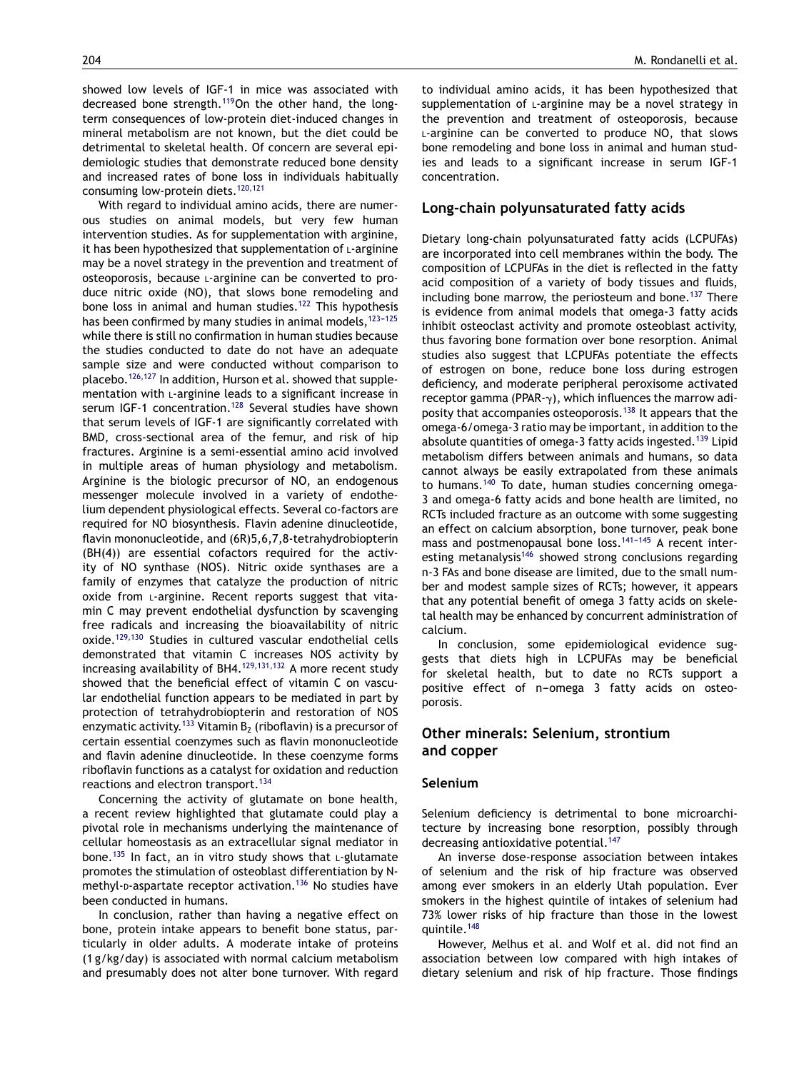showed low levels of IGF-1 in mice was associated with decreased bone strength.[119] On the other hand, the long-term consequences of low-protein diet-induced changes in mineral metabolism are not known, but the diet could be detrimental to skeletal health. Of concern are several epidemiologic studies that demonstrate reduced bone density and increased rates of bone loss in individuals habitually consuming low-protein diets.[120,121]

With regard to individual amino acids, there are numerous studies on animal models, but very few human intervention studies. As for supplementation with arginine, it has been hypothesized that supplementation of L-arginine may be a novel strategy in the prevention and treatment of osteoporosis, because L-arginine can be converted to produce nitric oxide (NO), that slows bone remodeling and bone loss in animal and human studies.[122] This hypothesis has been confirmed by many studies in animal models,[123–125] while there is still no confirmation in human studies because the studies conducted to date do not have an adequate sample size and were conducted without comparison to placebo.[126,127] In addition, Hurson et al. showed that supplementation with L-arginine leads to a significant increase in serum IGF-1 concentration.[128] Several studies have shown that serum levels of IGF-1 are significantly correlated with BMD, cross-sectional area of the femur, and risk of hip fractures. Arginine is a semi-essential amino acid involved in multiple areas of human physiology and metabolism. Arginine is the biologic precursor of NO, an endogenous messenger molecule involved in a variety of endothelium dependent physiological effects. Several co-factors are required for NO biosynthesis. Flavin adenine dinucleotide, flavin mononucleotide, and (6R)5,6,7,8-tetrahydrobiopterin (BH(4)) are essential cofactors required for the activity of NO synthase (NOS). Nitric oxide synthases are a family of enzymes that catalyze the production of nitric oxide from L-arginine. Recent reports suggest that vitamin C may prevent endothelial dysfunction by scavenging free radicals and increasing the bioavailability of nitric oxide.[129,130] Studies in cultured vascular endothelial cells demonstrated that vitamin C increases NOS activity by increasing availability of BH4.[129,131,132] A more recent study showed that the beneficial effect of vitamin C on vascular endothelial function appears to be mediated in part by protection of tetrahydrobiopterin and restoration of NOS enzymatic activity.[133] Vitamin $B_2$ (riboflavin) is a precursor of certain essential coenzymes such as flavin mononucleotide and flavin adenine dinucleotide. In these coenzyme forms riboflavin functions as a catalyst for oxidation and reduction reactions and electron transport.[134]

Concerning the activity of glutamate on bone health, a recent review highlighted that glutamate could play a pivotal role in mechanisms underlying the maintenance of cellular homeostasis as an extracellular signal mediator in bone.[135] In fact, an in vitro study shows that L-glutamate promotes the stimulation of osteoblast differentiation by N-methyl-D-aspartate receptor activation.[136] No studies have been conducted in humans.

In conclusion, rather than having a negative effect on bone, protein intake appears to benefit bone status, particularly in older adults. A moderate intake of proteins (1 g/kg/day) is associated with normal calcium metabolism and presumably does not alter bone turnover. With regard to individual amino acids, it has been hypothesized that supplementation of L-arginine may be a novel strategy in the prevention and treatment of osteoporosis, because L-arginine can be converted to produce NO, that slows bone remodeling and bone loss in animal and human studies and leads to a significant increase in serum IGF-1 concentration.

## Long-chain polyunsaturated fatty acids

Dietary long-chain polyunsaturated fatty acids (LCPUFAs) are incorporated into cell membranes within the body. The composition of LCPUFAs in the diet is reflected in the fatty acid composition of a variety of body tissues and fluids, including bone marrow, the periosteum and bone.[137] There is evidence from animal models that omega-3 fatty acids inhibit osteoclast activity and promote osteoblast activity, thus favoring bone formation over bone resorption. Animal studies also suggest that LCPUFAs potentiate the effects of estrogen on bone, reduce bone loss during estrogen deficiency, and moderate peripheral peroxisome activated receptor gamma (PPAR-$\gamma$), which influences the marrow adiposity that accompanies osteoporosis.[138] It appears that the omega-6/omega-3 ratio may be important, in addition to the absolute quantities of omega-3 fatty acids ingested.[139] Lipid metabolism differs between animals and humans, so data cannot always be easily extrapolated from these animals to humans.[140] To date, human studies concerning omega-3 and omega-6 fatty acids and bone health are limited, no RCTs included fracture as an outcome with some suggesting an effect on calcium absorption, bone turnover, peak bone mass and postmenopausal bone loss.[141–145] A recent interesting metanalysis[146] showed strong conclusions regarding n-3 FAs and bone disease are limited, due to the small number and modest sample sizes of RCTs; however, it appears that any potential benefit of omega 3 fatty acids on skeletal health may be enhanced by concurrent administration of calcium.

In conclusion, some epidemiological evidence suggests that diets high in LCPUFAs may be beneficial for skeletal health, but to date no RCTs support a positive effect of n–omega 3 fatty acids on osteoporosis.

## Other minerals: Selenium, strontium and copper

### Selenium

Selenium deficiency is detrimental to bone microarchitecture by increasing bone resorption, possibly through decreasing antioxidative potential.[147]

An inverse dose-response association between intakes of selenium and the risk of hip fracture was observed among ever smokers in an elderly Utah population. Ever smokers in the highest quintile of intakes of selenium had 73% lower risks of hip fracture than those in the lowest quintile.[148]

However, Melhus et al. and Wolf et al. did not find an association between low compared with high intakes of dietary selenium and risk of hip fracture. Those findings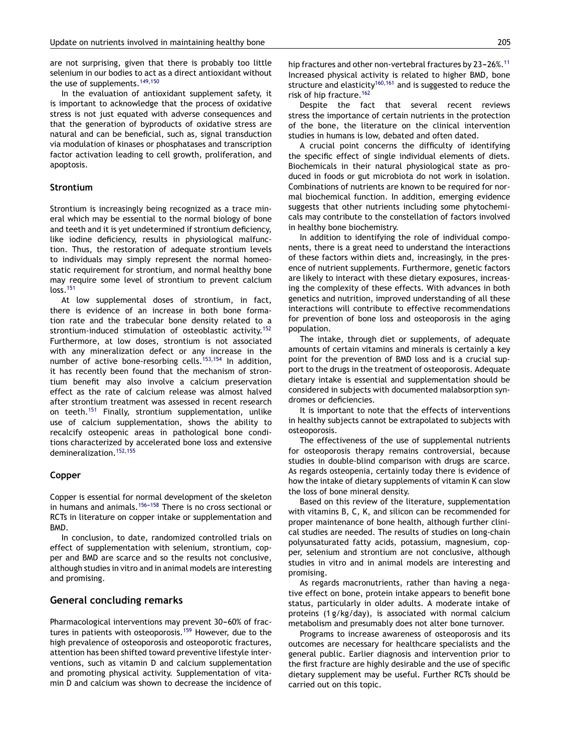are not surprising, given that there is probably too little selenium in our bodies to act as a direct antioxidant without the use of supplements.[149,150]

In the evaluation of antioxidant supplement safety, it is important to acknowledge that the process of oxidative stress is not just equated with adverse consequences and that the generation of byproducts of oxidative stress are natural and can be beneficial, such as, signal transduction via modulation of kinases or phosphatases and transcription factor activation leading to cell growth, proliferation, and apoptosis.

### Strontium

Strontium is increasingly being recognized as a trace mineral which may be essential to the normal biology of bone and teeth and it is yet undetermined if strontium deficiency, like iodine deficiency, results in physiological malfunction. Thus, the restoration of adequate strontium levels to individuals may simply represent the normal homeostatic requirement for strontium, and normal healthy bone may require some level of strontium to prevent calcium loss.[151]

At low supplemental doses of strontium, in fact, there is evidence of an increase in both bone formation rate and the trabecular bone density related to a strontium-induced stimulation of osteoblastic activity.[152] Furthermore, at low doses, strontium is not associated with any mineralization defect or any increase in the number of active bone-resorbing cells.[153,154] In addition, it has recently been found that the mechanism of strontium benefit may also involve a calcium preservation effect as the rate of calcium release was almost halved after strontium treatment was assessed in recent research on teeth.[151] Finally, strontium supplementation, unlike use of calcium supplementation, shows the ability to recalcify osteopenic areas in pathological bone conditions characterized by accelerated bone loss and extensive demineralization.[152,155]

### Copper

Copper is essential for normal development of the skeleton in humans and animals.[156–158] There is no cross sectional or RCTs in literature on copper intake or supplementation and BMD.

In conclusion, to date, randomized controlled trials on effect of supplementation with selenium, strontium, copper and BMD are scarce and so the results not conclusive, although studies in vitro and in animal models are interesting and promising.

## General concluding remarks

Pharmacological interventions may prevent 30–60% of fractures in patients with osteoporosis.[159] However, due to the high prevalence of osteoporosis and osteoporotic fractures, attention has been shifted toward preventive lifestyle interventions, such as vitamin D and calcium supplementation and promoting physical activity. Supplementation of vitamin D and calcium was shown to decrease the incidence of hip fractures and other non-vertebral fractures by 23–26%.[11] Increased physical activity is related to higher BMD, bone structure and elasticity[160,161] and is suggested to reduce the risk of hip fracture.[162]

Despite the fact that several recent reviews stress the importance of certain nutrients in the protection of the bone, the literature on the clinical intervention studies in humans is low, debated and often dated.

A crucial point concerns the difficulty of identifying the specific effect of single individual elements of diets. Biochemicals in their natural physiological state as produced in foods or gut microbiota do not work in isolation. Combinations of nutrients are known to be required for normal biochemical function. In addition, emerging evidence suggests that other nutrients including some phytochemicals may contribute to the constellation of factors involved in healthy bone biochemistry.

In addition to identifying the role of individual components, there is a great need to understand the interactions of these factors within diets and, increasingly, in the presence of nutrient supplements. Furthermore, genetic factors are likely to interact with these dietary exposures, increasing the complexity of these effects. With advances in both genetics and nutrition, improved understanding of all these interactions will contribute to effective recommendations for prevention of bone loss and osteoporosis in the aging population.

The intake, through diet or supplements, of adequate amounts of certain vitamins and minerals is certainly a key point for the prevention of BMD loss and is a crucial support to the drugs in the treatment of osteoporosis. Adequate dietary intake is essential and supplementation should be considered in subjects with documented malabsorption syndromes or deficiencies.

It is important to note that the effects of interventions in healthy subjects cannot be extrapolated to subjects with osteoporosis.

The effectiveness of the use of supplemental nutrients for osteoporosis therapy remains controversial, because studies in double-blind comparison with drugs are scarce. As regards osteopenia, certainly today there is evidence of how the intake of dietary supplements of vitamin K can slow the loss of bone mineral density.

Based on this review of the literature, supplementation with vitamins B, C, K, and silicon can be recommended for proper maintenance of bone health, although further clinical studies are needed. The results of studies on long-chain polyunsaturated fatty acids, potassium, magnesium, copper, selenium and strontium are not conclusive, although studies in vitro and in animal models are interesting and promising.

As regards macronutrients, rather than having a negative effect on bone, protein intake appears to benefit bone status, particularly in older adults. A moderate intake of proteins (1 g/kg/day), is associated with normal calcium metabolism and presumably does not alter bone turnover.

Programs to increase awareness of osteoporosis and its outcomes are necessary for healthcare specialists and the general public. Earlier diagnosis and intervention prior to the first fracture are highly desirable and the use of specific dietary supplement may be useful. Further RCTs should be carried out on this topic.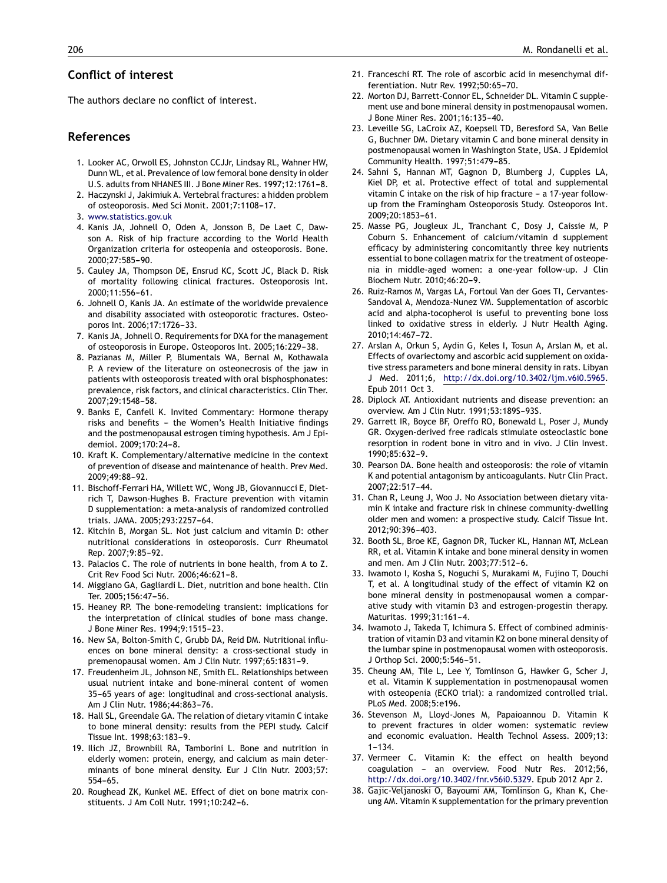## Conflict of interest

The authors declare no conflict of interest.

## References

1. Looker AC, Orwoll ES, Johnston CCJJr, Lindsay RL, Wahner HW, Dunn WL, et al. Prevalence of low femoral bone density in older U.S. adults from NHANES III. J Bone Miner Res. 1997;12:1761–8.
2. Haczynski J, Jakimiuk A. Vertebral fractures: a hidden problem of osteoporosis. Med Sci Monit. 2001;7:1108–17.
3. www.statistics.gov.uk
4. Kanis JA, Johnell O, Oden A, Jonsson B, De Laet C, Dawson A. Risk of hip fracture according to the World Health Organization criteria for osteopenia and osteoporosis. Bone. 2000;27:585–90.
5. Cauley JA, Thompson DE, Ensrud KC, Scott JC, Black D. Risk of mortality following clinical fractures. Osteoporosis Int. 2000;11:556–61.
6. Johnell O, Kanis JA. An estimate of the worldwide prevalence and disability associated with osteoporotic fractures. Osteoporos Int. 2006;17:1726–33.
7. Kanis JA, Johnell O. Requirements for DXA for the management of osteoporosis in Europe. Osteoporos Int. 2005;16:229–38.
8. Pazianas M, Miller P, Blumentals WA, Bernal M, Kothawala P. A review of the literature on osteonecrosis of the jaw in patients with osteoporosis treated with oral bisphosphonates: prevalence, risk factors, and clinical characteristics. Clin Ther. 2007;29:1548–58.
9. Banks E, Canfell K. Invited Commentary: Hormone therapy risks and benefits – the Women's Health Initiative findings and the postmenopausal estrogen timing hypothesis. Am J Epidemiol. 2009;170:24–8.
10. Kraft K. Complementary/alternative medicine in the context of prevention of disease and maintenance of health. Prev Med. 2009;49:88–92.
11. Bischoff-Ferrari HA, Willett WC, Wong JB, Giovannucci E, Dietrich T, Dawson-Hughes B. Fracture prevention with vitamin D supplementation: a meta-analysis of randomized controlled trials. JAMA. 2005;293:2257–64.
12. Kitchin B, Morgan SL. Not just calcium and vitamin D: other nutritional considerations in osteoporosis. Curr Rheumatol Rep. 2007;9:85–92.
13. Palacios C. The role of nutrients in bone health, from A to Z. Crit Rev Food Sci Nutr. 2006;46:621–8.
14. Miggiano GA, Gagliardi L. Diet, nutrition and bone health. Clin Ter. 2005;156:47–56.
15. Heaney RP. The bone-remodeling transient: implications for the interpretation of clinical studies of bone mass change. J Bone Miner Res. 1994;9:1515–23.
16. New SA, Bolton-Smith C, Grubb DA, Reid DM. Nutritional influences on bone mineral density: a cross-sectional study in premenopausal women. Am J Clin Nutr. 1997;65:1831–9.
17. Freudenheim JL, Johnson NE, Smith EL. Relationships between usual nutrient intake and bone-mineral content of women 35–65 years of age: longitudinal and cross-sectional analysis. Am J Clin Nutr. 1986;44:863–76.
18. Hall SL, Greendale GA. The relation of dietary vitamin C intake to bone mineral density: results from the PEPI study. Calcif Tissue Int. 1998;63:183–9.
19. Ilich JZ, Brownbill RA, Tamborini L. Bone and nutrition in elderly women: protein, energy, and calcium as main determinants of bone mineral density. Eur J Clin Nutr. 2003;57:554–65.
20. Roughead ZK, Kunkel ME. Effect of diet on bone matrix constituents. J Am Coll Nutr. 1991;10:242–6.
21. Franceschi RT. The role of ascorbic acid in mesenchymal differentiation. Nutr Rev. 1992;50:65–70.
22. Morton DJ, Barrett-Connor EL, Schneider DL. Vitamin C supplement use and bone mineral density in postmenopausal women. J Bone Miner Res. 2001;16:135–40.
23. Leveille SG, LaCroix AZ, Koepsell TD, Beresford SA, Van Belle G, Buchner DM. Dietary vitamin C and bone mineral density in postmenopausal women in Washington State, USA. J Epidemiol Community Health. 1997;51:479–85.
24. Sahni S, Hannan MT, Gagnon D, Blumberg J, Cupples LA, Kiel DP, et al. Protective effect of total and supplemental vitamin C intake on the risk of hip fracture – a 17-year follow-up from the Framingham Osteoporosis Study. Osteoporos Int. 2009;20:1853–61.
25. Masse PG, Jougleux JL, Tranchant C, Dosy J, Caissie M, P Coburn S. Enhancement of calcium/vitamin d supplement efficacy by administering concomitantly three key nutrients essential to bone collagen matrix for the treatment of osteopenia in middle-aged women: a one-year follow-up. J Clin Biochem Nutr. 2010;46:20–9.
26. Ruiz-Ramos M, Vargas LA, Fortoul Van der Goes TI, Cervantes-Sandoval A, Mendoza-Nunez VM. Supplementation of ascorbic acid and alpha-tocopherol is useful to preventing bone loss linked to oxidative stress in elderly. J Nutr Health Aging. 2010;14:467–72.
27. Arslan A, Orkun S, Aydin G, Keles I, Tosun A, Arslan M, et al. Effects of ovariectomy and ascorbic acid supplement on oxidative stress parameters and bone mineral density in rats. Libyan J Med. 2011;6, http://dx.doi.org/10.3402/ljm.v6i0.5965. Epub 2011 Oct 3.
28. Diplock AT. Antioxidant nutrients and disease prevention: an overview. Am J Clin Nutr. 1991;53:189S–93S.
29. Garrett IR, Boyce BF, Oreffo RO, Bonewald L, Poser J, Mundy GR. Oxygen-derived free radicals stimulate osteoclastic bone resorption in rodent bone in vitro and in vivo. J Clin Invest. 1990;85:632–9.
30. Pearson DA. Bone health and osteoporosis: the role of vitamin K and potential antagonism by anticoagulants. Nutr Clin Pract. 2007;22:517–44.
31. Chan R, Leung J, Woo J. No Association between dietary vitamin K intake and fracture risk in chinese community-dwelling older men and women: a prospective study. Calcif Tissue Int. 2012;90:396–403.
32. Booth SL, Broe KE, Gagnon DR, Tucker KL, Hannan MT, McLean RR, et al. Vitamin K intake and bone mineral density in women and men. Am J Clin Nutr. 2003;77:512–6.
33. Iwamoto I, Kosha S, Noguchi S, Murakami M, Fujino T, Douchi T, et al. A longitudinal study of the effect of vitamin K2 on bone mineral density in postmenopausal women a comparative study with vitamin D3 and estrogen-progestin therapy. Maturitas. 1999;31:161–4.
34. Iwamoto J, Takeda T, Ichimura S. Effect of combined administration of vitamin D3 and vitamin K2 on bone mineral density of the lumbar spine in postmenopausal women with osteoporosis. J Orthop Sci. 2000;5:546–51.
35. Cheung AM, Tile L, Lee Y, Tomlinson G, Hawker G, Scher J, et al. Vitamin K supplementation in postmenopausal women with osteopenia (ECKO trial): a randomized controlled trial. PLoS Med. 2008;5:e196.
36. Stevenson M, Lloyd-Jones M, Papaioannou D. Vitamin K to prevent fractures in older women: systematic review and economic evaluation. Health Technol Assess. 2009;13:1–134.
37. Vermeer C. Vitamin K: the effect on health beyond coagulation – an overview. Food Nutr Res. 2012;56, http://dx.doi.org/10.3402/fnr.v56i0.5329. Epub 2012 Apr 2.
38. Gajic-Veljanoski O, Bayoumi AM, Tomlinson G, Khan K, Cheung AM. Vitamin K supplementation for the primary prevention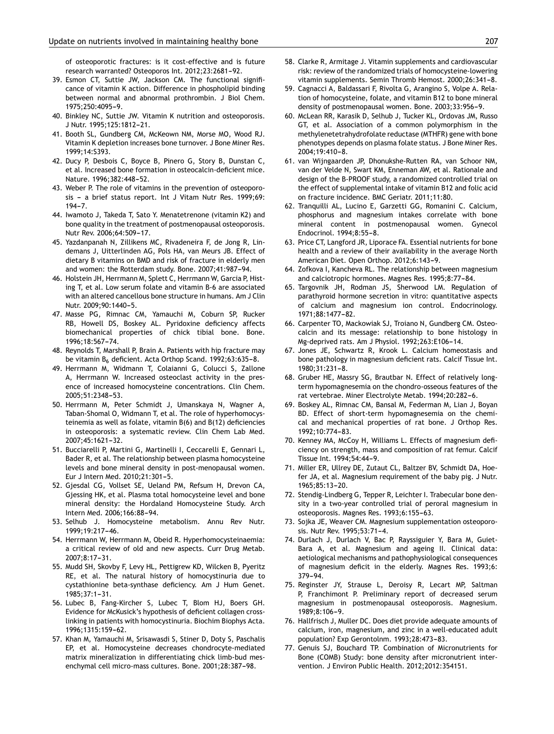of osteoporotic fractures: is it cost-effective and is future research warranted? Osteoporos Int. 2012;23:2681–92.

39. Esmon CT, Suttie JW, Jackson CM. The functional significance of vitamin K action. Difference in phospholipid binding between normal and abnormal prothrombin. J Biol Chem. 1975;250:4095–9.
40. Binkley NC, Suttie JW. Vitamin K nutrition and osteoporosis. J Nutr. 1995;125:1812–21.
41. Booth SL, Gundberg CM, McKeown NM, Morse MO, Wood RJ. Vitamin K depletion increases bone turnover. J Bone Miner Res. 1999;14:S393.
42. Ducy P, Desbois C, Boyce B, Pinero G, Story B, Dunstan C, et al. Increased bone formation in osteocalcin-deficient mice. Nature. 1996;382:448–52.
43. Weber P. The role of vitamins in the prevention of osteoporosis – a brief status report. Int J Vitam Nutr Res. 1999;69: 194–7.
44. Iwamoto J, Takeda T, Sato Y. Menatetrenone (vitamin K2) and bone quality in the treatment of postmenopausal osteoporosis. Nutr Rev. 2006;64:509–17.
45. Yazdanpanah N, Zillikens MC, Rivadeneira F, de Jong R, Lindemans J, Uitterlinden AG, Pols HA, van Meurs JB. Effect of dietary B vitamins on BMD and risk of fracture in elderly men and women: the Rotterdam study. Bone. 2007;41:987–94.
46. Holstein JH, Herrmann M, Splett C, Herrmann W, Garcia P, Histing T, et al. Low serum folate and vitamin B-6 are associated with an altered cancellous bone structure in humans. Am J Clin Nutr. 2009;90:1440–5.
47. Masse PG, Rimnac CM, Yamauchi M, Coburn SP, Rucker RB, Howell DS, Boskey AL. Pyridoxine deficiency affects biomechanical properties of chick tibial bone. Bone. 1996;18:567–74.
48. Reynolds T, Marshall P, Brain A. Patients with hip fracture may be vitamin $B_6$ deficient. Acta Orthop Scand. 1992;63:635–8.
49. Herrmann M, Widmann T, Colaianni G, Colucci S, Zallone A, Herrmann W. Increased osteoclast activity in the presence of increased homocysteine concentrations. Clin Chem. 2005;51:2348–53.
50. Herrmann M, Peter Schmidt J, Umanskaya N, Wagner A, Taban-Shomal O, Widmann T, et al. The role of hyperhomocysteinemia as well as folate, vitamin B(6) and B(12) deficiencies in osteoporosis: a systematic review. Clin Chem Lab Med. 2007;45:1621–32.
51. Bucciarelli P, Martini G, Martinelli I, Ceccarelli E, Gennari L, Bader R, et al. The relationship between plasma homocysteine levels and bone mineral density in post-menopausal women. Eur J Intern Med. 2010;21:301–5.
52. Gjesdal CG, Vollset SE, Ueland PM, Refsum H, Drevon CA, Gjessing HK, et al. Plasma total homocysteine level and bone mineral density: the Hordaland Homocysteine Study. Arch Intern Med. 2006;166:88–94.
53. Selhub J. Homocysteine metabolism. Annu Rev Nutr. 1999;19:217–46.
54. Herrmann W, Herrmann M, Obeid R. Hyperhomocysteinaemia: a critical review of old and new aspects. Curr Drug Metab. 2007;8:17–31.
55. Mudd SH, Skovby F, Levy HL, Pettigrew KD, Wilcken B, Pyeritz RE, et al. The natural history of homocystinuria due to cystathionine beta-synthase deficiency. Am J Hum Genet. 1985;37:1–31.
56. Lubec B, Fang-Kircher S, Lubec T, Blom HJ, Boers GH. Evidence for McKusick's hypothesis of deficient collagen cross-linking in patients with homocystinuria. Biochim Biophys Acta. 1996;1315:159–62.
57. Khan M, Yamauchi M, Srisawasdi S, Stiner D, Doty S, Paschalis EP, et al. Homocysteine decreases chondrocyte-mediated matrix mineralization in differentiating chick limb-bud mesenchymal cell micro-mass cultures. Bone. 2001;28:387–98.
58. Clarke R, Armitage J. Vitamin supplements and cardiovascular risk: review of the randomized trials of homocysteine-lowering vitamin supplements. Semin Thromb Hemost. 2000;26:341–8.
59. Cagnacci A, Baldassari F, Rivolta G, Arangino S, Volpe A. Relation of homocysteine, folate, and vitamin B12 to bone mineral density of postmenopausal women. Bone. 2003;33:956–9.
60. McLean RR, Karasik D, Selhub J, Tucker KL, Ordovas JM, Russo GT, et al. Association of a common polymorphism in the methylenetetrahydrofolate reductase (MTHFR) gene with bone phenotypes depends on plasma folate status. J Bone Miner Res. 2004;19:410–8.
61. van Wijngaarden JP, Dhonukshe-Rutten RA, van Schoor NM, van der Velde N, Swart KM, Enneman AW, et al. Rationale and design of the B-PROOF study, a randomized controlled trial on the effect of supplemental intake of vitamin B12 and folic acid on fracture incidence. BMC Geriatr. 2011;11:80.
62. Tranquilli AL, Lucino E, Garzetti GG, Romanini C. Calcium, phosphorus and magnesium intakes correlate with bone mineral content in postmenopausal women. Gynecol Endocrinol. 1994;8:55–8.
63. Price CT, Langford JR, Liporace FA. Essential nutrients for bone health and a review of their availability in the average North American Diet. Open Orthop. 2012;6:143–9.
64. Zofkova I, Kancheva RL. The relationship between magnesium and calciotropic hormones. Magnes Res. 1995;8:77–84.
65. Targovnik JH, Rodman JS, Sherwood LM. Regulation of parathyroid hormone secretion in vitro: quantitative aspects of calcium and magnesium ion control. Endocrinology. 1971;88:1477–82.
66. Carpenter TO, Mackowiak SJ, Troiano N, Gundberg CM. Osteocalcin and its message: relationship to bone histology in Mg-deprived rats. Am J Physiol. 1992;263:E106–14.
67. Jones JE, Schwartz R, Krook L. Calcium homeostasis and bone pathology in magnesium deficient rats. Calcif Tissue Int. 1980;31:231–8.
68. Gruber HE, Massry SG, Brautbar N. Effect of relatively long-term hypomagnesemia on the chondro-osseous features of the rat vertebrae. Miner Electrolyte Metab. 1994;20:282–6.
69. Boskey AL, Rimnac CM, Bansal M, Federman M, Lian J, Boyan BD. Effect of short-term hypomagnesemia on the chemical and mechanical properties of rat bone. J Orthop Res. 1992;10:774–83.
70. Kenney MA, McCoy H, Williams L. Effects of magnesium deficiency on strength, mass and composition of rat femur. Calcif Tissue Int. 1994;54:44–9.
71. Miller ER, Ullrey DE, Zutaut CL, Baltzer BV, Schmidt DA, Hoefer JA, et al. Magnesium requirement of the baby pig. J Nutr. 1965;85:13–20.
72. Stendig-Lindberg G, Tepper R, Leichter I. Trabecular bone density in a two-year controlled trial of peroral magnesium in osteoporosis. Magnes Res. 1993;6:155–63.
73. Sojka JE, Weaver CM. Magnesium supplementation osteoporosis. Nutr Rev. 1995;53:71–4.
74. Durlach J, Durlach V, Bac P, Rayssiguier Y, Bara M, Guiet-Bara A, et al. Magnesium and ageing II. Clinical data: aetiological mechanisms and pathophysiological consequences of magnesium deficit in the elderly. Magnes Res. 1993;6: 379–94.
75. Reginster JY, Strause L, Deroisy R, Lecart MP, Saltman P, Franchimont P. Preliminary report of decreased serum magnesium in postmenopausal osteoporosis. Magnesium. 1989;8:106–9.
76. Hallfrisch J, Muller DC. Does diet provide adequate amounts of calcium, iron, magnesium, and zinc in a well-educated adult population? Exp Gerontolnm. 1993;28:473–83.
77. Genuis SJ, Bouchard TP. Combination of Micronutrients for Bone (COMB) Study: bone density after micronutrient intervention. J Environ Public Health. 2012;2012:354151.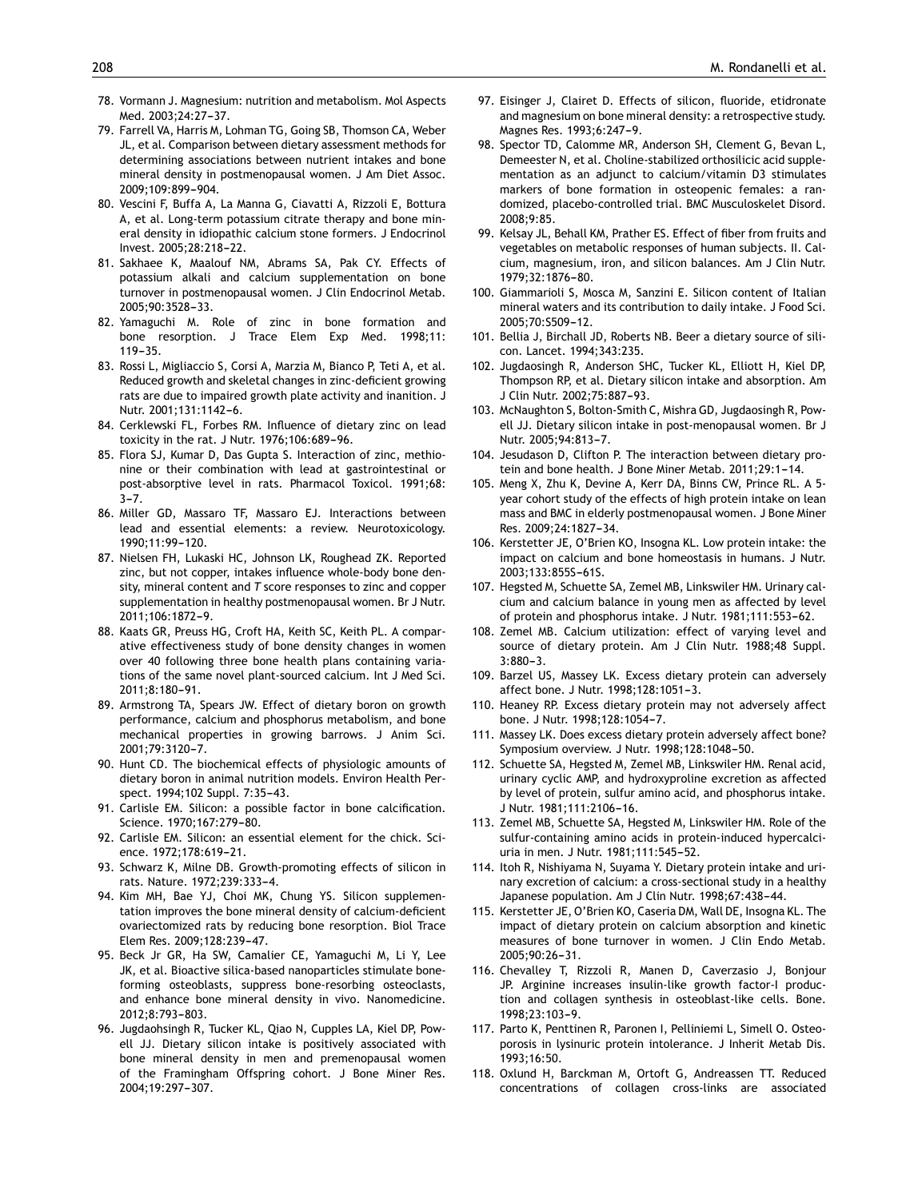78. Vormann J. Magnesium: nutrition and metabolism. Mol Aspects Med. 2003;24:27–37.
79. Farrell VA, Harris M, Lohman TG, Going SB, Thomson CA, Weber JL, et al. Comparison between dietary assessment methods for determining associations between nutrient intakes and bone mineral density in postmenopausal women. J Am Diet Assoc. 2009;109:899–904.
80. Vescini F, Buffa A, La Manna G, Ciavatti A, Rizzoli E, Bottura A, et al. Long-term potassium citrate therapy and bone mineral density in idiopathic calcium stone formers. J Endocrinol Invest. 2005;28:218–22.
81. Sakhaee K, Maalouf NM, Abrams SA, Pak CY. Effects of potassium alkali and calcium supplementation on bone turnover in postmenopausal women. J Clin Endocrinol Metab. 2005;90:3528–33.
82. Yamaguchi M. Role of zinc in bone formation and bone resorption. J Trace Elem Exp Med. 1998;11: 119–35.
83. Rossi L, Migliaccio S, Corsi A, Marzia M, Bianco P, Teti A, et al. Reduced growth and skeletal changes in zinc-deficient growing rats are due to impaired growth plate activity and inanition. J Nutr. 2001;131:1142–6.
84. Cerklewski FL, Forbes RM. Influence of dietary zinc on lead toxicity in the rat. J Nutr. 1976;106:689–96.
85. Flora SJ, Kumar D, Das Gupta S. Interaction of zinc, methionine or their combination with lead at gastrointestinal or post-absorptive level in rats. Pharmacol Toxicol. 1991;68: 3–7.
86. Miller GD, Massaro TF, Massaro EJ. Interactions between lead and essential elements: a review. Neurotoxicology. 1990;11:99–120.
87. Nielsen FH, Lukaski HC, Johnson LK, Roughead ZK. Reported zinc, but not copper, intakes influence whole-body bone density, mineral content and *T* score responses to zinc and copper supplementation in healthy postmenopausal women. Br J Nutr. 2011;106:1872–9.
88. Kaats GR, Preuss HG, Croft HA, Keith SC, Keith PL. A comparative effectiveness study of bone density changes in women over 40 following three bone health plans containing variations of the same novel plant-sourced calcium. Int J Med Sci. 2011;8:180–91.
89. Armstrong TA, Spears JW. Effect of dietary boron on growth performance, calcium and phosphorus metabolism, and bone mechanical properties in growing barrows. J Anim Sci. 2001;79:3120–7.
90. Hunt CD. The biochemical effects of physiologic amounts of dietary boron in animal nutrition models. Environ Health Perspect. 1994;102 Suppl. 7:35–43.
91. Carlisle EM. Silicon: a possible factor in bone calcification. Science. 1970;167:279–80.
92. Carlisle EM. Silicon: an essential element for the chick. Science. 1972;178:619–21.
93. Schwarz K, Milne DB. Growth-promoting effects of silicon in rats. Nature. 1972;239:333–4.
94. Kim MH, Bae YJ, Choi MK, Chung YS. Silicon supplementation improves the bone mineral density of calcium-deficient ovariectomized rats by reducing bone resorption. Biol Trace Elem Res. 2009;128:239–47.
95. Beck Jr GR, Ha SW, Camalier CE, Yamaguchi M, Li Y, Lee JK, et al. Bioactive silica-based nanoparticles stimulate bone-forming osteoblasts, suppress bone-resorbing osteoclasts, and enhance bone mineral density in vivo. Nanomedicine. 2012;8:793–803.
96. Jugdaohsingh R, Tucker KL, Qiao N, Cupples LA, Kiel DP, Powell JJ. Dietary silicon intake is positively associated with bone mineral density in men and premenopausal women of the Framingham Offspring cohort. J Bone Miner Res. 2004;19:297–307.
97. Eisinger J, Clairet D. Effects of silicon, fluoride, etidronate and magnesium on bone mineral density: a retrospective study. Magnes Res. 1993;6:247–9.
98. Spector TD, Calomme MR, Anderson SH, Clement G, Bevan L, Demeester N, et al. Choline-stabilized orthosilicic acid supplementation as an adjunct to calcium/vitamin D3 stimulates markers of bone formation in osteopenic females: a randomized, placebo-controlled trial. BMC Musculoskelet Disord. 2008;9:85.
99. Kelsay JL, Behall KM, Prather ES. Effect of fiber from fruits and vegetables on metabolic responses of human subjects. II. Calcium, magnesium, iron, and silicon balances. Am J Clin Nutr. 1979;32:1876–80.
100. Giammarioli S, Mosca M, Sanzini E. Silicon content of Italian mineral waters and its contribution to daily intake. J Food Sci. 2005;70:S509–12.
101. Bellia J, Birchall JD, Roberts NB. Beer a dietary source of silicon. Lancet. 1994;343:235.
102. Jugdaosingh R, Anderson SHC, Tucker KL, Elliott H, Kiel DP, Thompson RP, et al. Dietary silicon intake and absorption. Am J Clin Nutr. 2002;75:887–93.
103. McNaughton S, Bolton-Smith C, Mishra GD, Jugdaosingh R, Powell JJ. Dietary silicon intake in post-menopausal women. Br J Nutr. 2005;94:813–7.
104. Jesudason D, Clifton P. The interaction between dietary protein and bone health. J Bone Miner Metab. 2011;29:1–14.
105. Meng X, Zhu K, Devine A, Kerr DA, Binns CW, Prince RL. A 5-year cohort study of the effects of high protein intake on lean mass and BMC in elderly postmenopausal women. J Bone Miner Res. 2009;24:1827–34.
106. Kerstetter JE, O'Brien KO, Insogna KL. Low protein intake: the impact on calcium and bone homeostasis in humans. J Nutr. 2003;133:855S–61S.
107. Hegsted M, Schuette SA, Zemel MB, Linkswiler HM. Urinary calcium and calcium balance in young men as affected by level of protein and phosphorus intake. J Nutr. 1981;111:553–62.
108. Zemel MB. Calcium utilization: effect of varying level and source of dietary protein. Am J Clin Nutr. 1988;48 Suppl. 3:880–3.
109. Barzel US, Massey LK. Excess dietary protein can adversely affect bone. J Nutr. 1998;128:1051–3.
110. Heaney RP. Excess dietary protein may not adversely affect bone. J Nutr. 1998;128:1054–7.
111. Massey LK. Does excess dietary protein adversely affect bone? Symposium overview. J Nutr. 1998;128:1048–50.
112. Schuette SA, Hegsted M, Zemel MB, Linkswiler HM. Renal acid, urinary cyclic AMP, and hydroxyproline excretion as affected by level of protein, sulfur amino acid, and phosphorus intake. J Nutr. 1981;111:2106–16.
113. Zemel MB, Schuette SA, Hegsted M, Linkswiler HM. Role of the sulfur-containing amino acids in protein-induced hypercalciuria in men. J Nutr. 1981;111:545–52.
114. Itoh R, Nishiyama N, Suyama Y. Dietary protein intake and urinary excretion of calcium: a cross-sectional study in a healthy Japanese population. Am J Clin Nutr. 1998;67:438–44.
115. Kerstetter JE, O'Brien KO, Caseria DM, Wall DE, Insogna KL. The impact of dietary protein on calcium absorption and kinetic measures of bone turnover in women. J Clin Endo Metab. 2005;90:26–31.
116. Chevalley T, Rizzoli R, Manen D, Caverzasio J, Bonjour JP. Arginine increases insulin-like growth factor-I production and collagen synthesis in osteoblast-like cells. Bone. 1998;23:103–9.
117. Parto K, Penttinen R, Paronen I, Pelliniemi L, Simell O. Osteoporosis in lysinuric protein intolerance. J Inherit Metab Dis. 1993;16:50.
118. Oxlund H, Barckman M, Ortoft G, Andreassen TT. Reduced concentrations of collagen cross-links are associated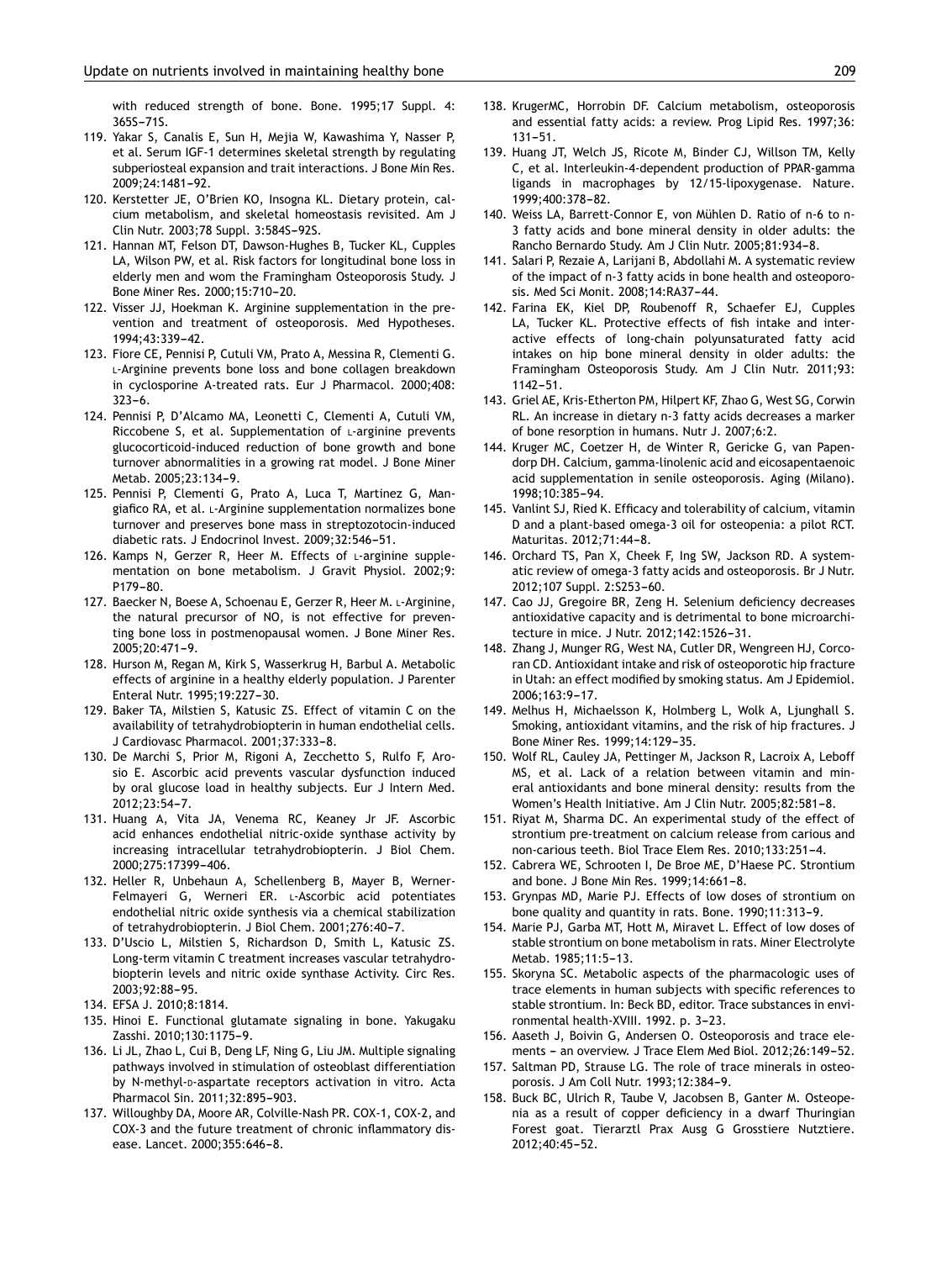with reduced strength of bone. Bone. 1995;17 Suppl. 4: 365S–71S.

119. Yakar S, Canalis E, Sun H, Mejia W, Kawashima Y, Nasser P, et al. Serum IGF-1 determines skeletal strength by regulating subperiosteal expansion and trait interactions. J Bone Min Res. 2009;24:1481–92.
120. Kerstetter JE, O'Brien KO, Insogna KL. Dietary protein, calcium metabolism, and skeletal homeostasis revisited. Am J Clin Nutr. 2003;78 Suppl. 3:584S–92S.
121. Hannan MT, Felson DT, Dawson-Hughes B, Tucker KL, Cupples LA, Wilson PW, et al. Risk factors for longitudinal bone loss in elderly men and wom the Framingham Osteoporosis Study. J Bone Miner Res. 2000;15:710–20.
122. Visser JJ, Hoekman K. Arginine supplementation in the prevention and treatment of osteoporosis. Med Hypotheses. 1994;43:339–42.
123. Fiore CE, Pennisi P, Cutuli VM, Prato A, Messina R, Clementi G. L-Arginine prevents bone loss and bone collagen breakdown in cyclosporine A-treated rats. Eur J Pharmacol. 2000;408: 323–6.
124. Pennisi P, D'Alcamo MA, Leonetti C, Clementi A, Cutuli VM, Riccobene S, et al. Supplementation of L-arginine prevents glucocorticoid-induced reduction of bone growth and bone turnover abnormalities in a growing rat model. J Bone Miner Metab. 2005;23:134–9.
125. Pennisi P, Clementi G, Prato A, Luca T, Martinez G, Mangiafico RA, et al. L-Arginine supplementation normalizes bone turnover and preserves bone mass in streptozotocin-induced diabetic rats. J Endocrinol Invest. 2009;32:546–51.
126. Kamps N, Gerzer R, Heer M. Effects of L-arginine supplementation on bone metabolism. J Gravit Physiol. 2002;9: P179–80.
127. Baecker N, Boese A, Schoenau E, Gerzer R, Heer M. L-Arginine, the natural precursor of NO, is not effective for preventing bone loss in postmenopausal women. J Bone Miner Res. 2005;20:471–9.
128. Hurson M, Regan M, Kirk S, Wasserkrug H, Barbul A. Metabolic effects of arginine in a healthy elderly population. J Parenter Enteral Nutr. 1995;19:227–30.
129. Baker TA, Milstien S, Katusic ZS. Effect of vitamin C on the availability of tetrahydrobiopterin in human endothelial cells. J Cardiovasc Pharmacol. 2001;37:333–8.
130. De Marchi S, Prior M, Rigoni A, Zecchetto S, Rulfo F, Arosio E. Ascorbic acid prevents vascular dysfunction induced by oral glucose load in healthy subjects. Eur J Intern Med. 2012;23:54–7.
131. Huang A, Vita JA, Venema RC, Keaney Jr JF. Ascorbic acid enhances endothelial nitric-oxide synthase activity by increasing intracellular tetrahydrobiopterin. J Biol Chem. 2000;275:17399–406.
132. Heller R, Unbehaun A, Schellenberg B, Mayer B, Werner-Felmayeri G, Werneri ER. L-Ascorbic acid potentiates endothelial nitric oxide synthesis via a chemical stabilization of tetrahydrobiopterin. J Biol Chem. 2001;276:40–7.
133. D'Uscio L, Milstien S, Richardson D, Smith L, Katusic ZS. Long-term vitamin C treatment increases vascular tetrahydrobiopterin levels and nitric oxide synthase Activity. Circ Res. 2003;92:88–95.
134. EFSA J. 2010;8:1814.
135. Hinoi E. Functional glutamate signaling in bone. Yakugaku Zasshi. 2010;130:1175–9.
136. Li JL, Zhao L, Cui B, Deng LF, Ning G, Liu JM. Multiple signaling pathways involved in stimulation of osteoblast differentiation by N-methyl-D-aspartate receptors activation in vitro. Acta Pharmacol Sin. 2011;32:895–903.
137. Willoughby DA, Moore AR, Colville-Nash PR. COX-1, COX-2, and COX-3 and the future treatment of chronic inflammatory disease. Lancet. 2000;355:646–8.
138. KrugerMC, Horrobin DF. Calcium metabolism, osteoporosis and essential fatty acids: a review. Prog Lipid Res. 1997;36: 131–51.
139. Huang JT, Welch JS, Ricote M, Binder CJ, Willson TM, Kelly C, et al. Interleukin-4-dependent production of PPAR-gamma ligands in macrophages by 12/15-lipoxygenase. Nature. 1999;400:378–82.
140. Weiss LA, Barrett-Connor E, von Mühlen D. Ratio of n-6 to n-3 fatty acids and bone mineral density in older adults: the Rancho Bernardo Study. Am J Clin Nutr. 2005;81:934–8.
141. Salari P, Rezaie A, Larijani B, Abdollahi M. A systematic review of the impact of n-3 fatty acids in bone health and osteoporosis. Med Sci Monit. 2008;14:RA37–44.
142. Farina EK, Kiel DP, Roubenoff R, Schaefer EJ, Cupples LA, Tucker KL. Protective effects of fish intake and interactive effects of long-chain polyunsaturated fatty acid intakes on hip bone mineral density in older adults: the Framingham Osteoporosis Study. Am J Clin Nutr. 2011;93: 1142–51.
143. Griel AE, Kris-Etherton PM, Hilpert KF, Zhao G, West SG, Corwin RL. An increase in dietary n-3 fatty acids decreases a marker of bone resorption in humans. Nutr J. 2007;6:2.
144. Kruger MC, Coetzer H, de Winter R, Gericke G, van Papendorp DH. Calcium, gamma-linolenic acid and eicosapentaenoic acid supplementation in senile osteoporosis. Aging (Milano). 1998;10:385–94.
145. Vanlint SJ, Ried K. Efficacy and tolerability of calcium, vitamin D and a plant-based omega-3 oil for osteopenia: a pilot RCT. Maturitas. 2012;71:44–8.
146. Orchard TS, Pan X, Cheek F, Ing SW, Jackson RD. A systematic review of omega-3 fatty acids and osteoporosis. Br J Nutr. 2012;107 Suppl. 2:S253–60.
147. Cao JJ, Gregoire BR, Zeng H. Selenium deficiency decreases antioxidative capacity and is detrimental to bone microarchitecture in mice. J Nutr. 2012;142:1526–31.
148. Zhang J, Munger RG, West NA, Cutler DR, Wengreen HJ, Corcoran CD. Antioxidant intake and risk of osteoporotic hip fracture in Utah: an effect modified by smoking status. Am J Epidemiol. 2006;163:9–17.
149. Melhus H, Michaelsson K, Holmberg L, Wolk A, Ljunghall S. Smoking, antioxidant vitamins, and the risk of hip fractures. J Bone Miner Res. 1999;14:129–35.
150. Wolf RL, Cauley JA, Pettinger M, Jackson R, Lacroix A, Leboff MS, et al. Lack of a relation between vitamin and mineral antioxidants and bone mineral density: results from the Women's Health Initiative. Am J Clin Nutr. 2005;82:581–8.
151. Riyat M, Sharma DC. An experimental study of the effect of strontium pre-treatment on calcium release from carious and non-carious teeth. Biol Trace Elem Res. 2010;133:251–4.
152. Cabrera WE, Schrooten I, De Broe ME, D'Haese PC. Strontium and bone. J Bone Min Res. 1999;14:661–8.
153. Grynpas MD, Marie PJ. Effects of low doses of strontium on bone quality and quantity in rats. Bone. 1990;11:313–9.
154. Marie PJ, Garba MT, Hott M, Miravet L. Effect of low doses of stable strontium on bone metabolism in rats. Miner Electrolyte Metab. 1985;11:5–13.
155. Skoryna SC. Metabolic aspects of the pharmacologic uses of trace elements in human subjects with specific references to stable strontium. In: Beck BD, editor. Trace substances in environmental health-XVIII. 1992. p. 3–23.
156. Aaseth J, Boivin G, Andersen O. Osteoporosis and trace elements – an overview. J Trace Elem Med Biol. 2012;26:149–52.
157. Saltman PD, Strause LG. The role of trace minerals in osteoporosis. J Am Coll Nutr. 1993;12:384–9.
158. Buck BC, Ulrich R, Taube V, Jacobsen B, Ganter M. Osteopenia as a result of copper deficiency in a dwarf Thuringian Forest goat. Tierarztl Prax Ausg G Grosstiere Nutztiere. 2012;40:45–52.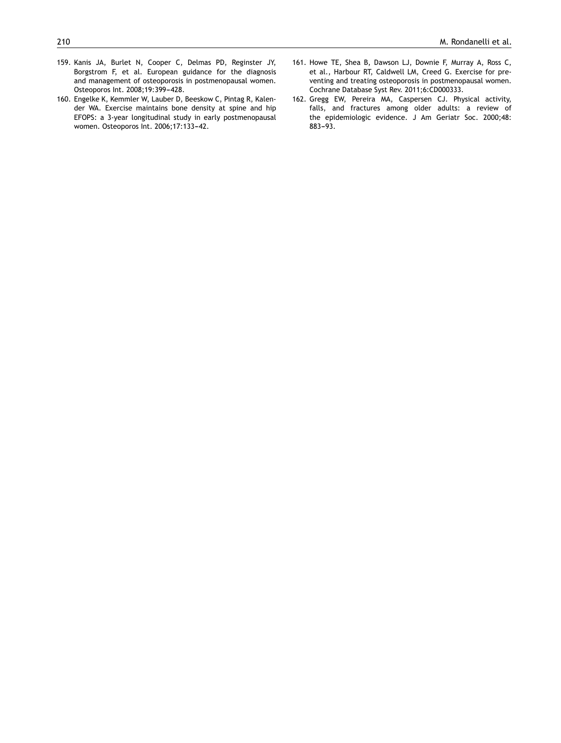159. Kanis JA, Burlet N, Cooper C, Delmas PD, Reginster JY, Borgstrom F, et al. European guidance for the diagnosis and management of osteoporosis in postmenopausal women. Osteoporos Int. 2008;19:399−428.
160. Engelke K, Kemmler W, Lauber D, Beeskow C, Pintag R, Kalender WA. Exercise maintains bone density at spine and hip EFOPS: a 3-year longitudinal study in early postmenopausal women. Osteoporos Int. 2006;17:133−42.
161. Howe TE, Shea B, Dawson LJ, Downie F, Murray A, Ross C, et al., Harbour RT, Caldwell LM, Creed G. Exercise for preventing and treating osteoporosis in postmenopausal women. Cochrane Database Syst Rev. 2011;6:CD000333.
162. Gregg EW, Pereira MA, Caspersen CJ. Physical activity, falls, and fractures among older adults: a review of the epidemiologic evidence. J Am Geriatr Soc. 2000;48: 883−93.